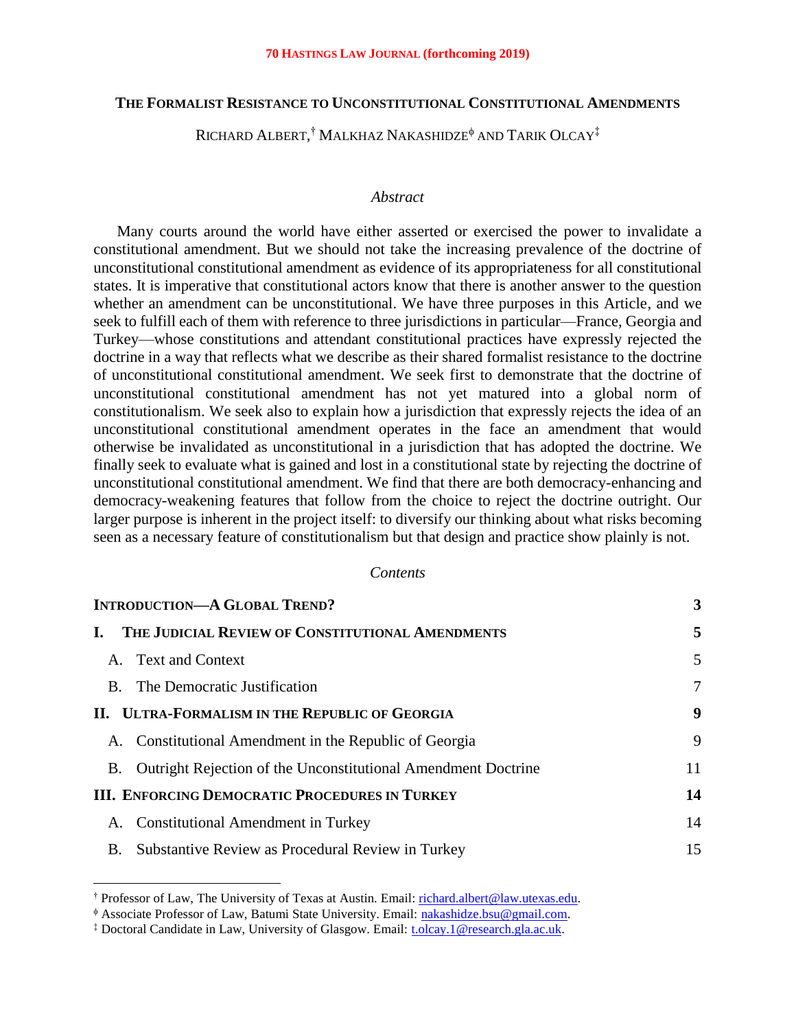**70 HASTINGS LAW JOURNAL (forthcoming 2019)**

# THE FORMALIST RESISTANCE TO UNCONSTITUTIONAL CONSTITUTIONAL AMENDMENTS

RICHARD ALBERT,[†] MALKHAZ NAKASHIDZE[ɸ] AND TARIK OLCAY[‡]

*Abstract*

Many courts around the world have either asserted or exercised the power to invalidate a constitutional amendment. But we should not take the increasing prevalence of the doctrine of unconstitutional constitutional amendment as evidence of its appropriateness for all constitutional states. It is imperative that constitutional actors know that there is another answer to the question whether an amendment can be unconstitutional. We have three purposes in this Article, and we seek to fulfill each of them with reference to three jurisdictions in particular—France, Georgia and Turkey—whose constitutions and attendant constitutional practices have expressly rejected the doctrine in a way that reflects what we describe as their shared formalist resistance to the doctrine of unconstitutional constitutional amendment. We seek first to demonstrate that the doctrine of unconstitutional constitutional amendment has not yet matured into a global norm of constitutionalism. We seek also to explain how a jurisdiction that expressly rejects the idea of an unconstitutional constitutional amendment operates in the face an amendment that would otherwise be invalidated as unconstitutional in a jurisdiction that has adopted the doctrine. We finally seek to evaluate what is gained and lost in a constitutional state by rejecting the doctrine of unconstitutional constitutional amendment. We find that there are both democracy-enhancing and democracy-weakening features that follow from the choice to reject the doctrine outright. Our larger purpose is inherent in the project itself: to diversify our thinking about what risks becoming seen as a necessary feature of constitutionalism but that design and practice show plainly is not.

*Contents*

| | |
|---|---|
| **INTRODUCTION—A GLOBAL TREND?** | **3** |
| **I. THE JUDICIAL REVIEW OF CONSTITUTIONAL AMENDMENTS** | **5** |
| A. Text and Context | 5 |
| B. The Democratic Justification | 7 |
| **II. ULTRA-FORMALISM IN THE REPUBLIC OF GEORGIA** | **9** |
| A. Constitutional Amendment in the Republic of Georgia | 9 |
| B. Outright Rejection of the Unconstitutional Amendment Doctrine | 11 |
| **III. ENFORCING DEMOCRATIC PROCEDURES IN TURKEY** | **14** |
| A. Constitutional Amendment in Turkey | 14 |
| B. Substantive Review as Procedural Review in Turkey | 15 |

---

[†] Professor of Law, The University of Texas at Austin. Email: richard.albert@law.utexas.edu.

[ɸ] Associate Professor of Law, Batumi State University. Email: nakashidze.bsu@gmail.com.

[‡] Doctoral Candidate in Law, University of Glasgow. Email: t.olcay.1@research.gla.ac.uk.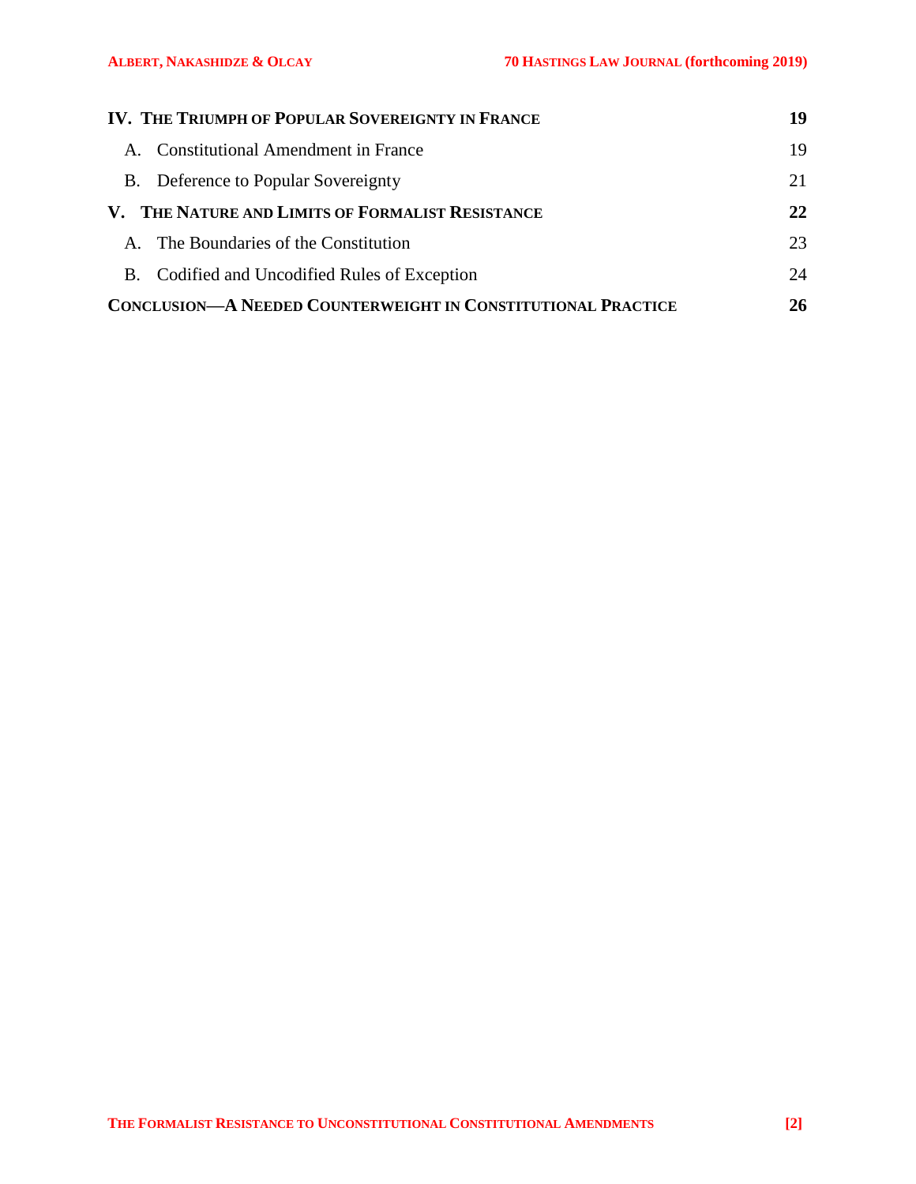**IV. THE TRIUMPH OF POPULAR SOVEREIGNTY IN FRANCE** **19**

A. Constitutional Amendment in France 19

B. Deference to Popular Sovereignty 21

**V. THE NATURE AND LIMITS OF FORMALIST RESISTANCE** **22**

A. The Boundaries of the Constitution 23

B. Codified and Uncodified Rules of Exception 24

**CONCLUSION—A NEEDED COUNTERWEIGHT IN CONSTITUTIONAL PRACTICE** **26**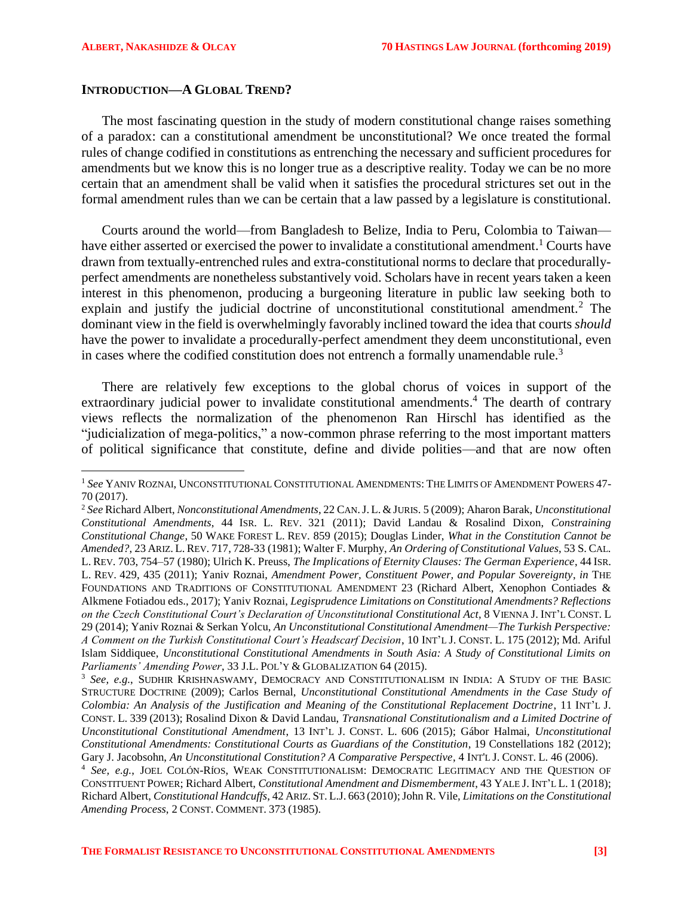## INTRODUCTION—A GLOBAL TREND?

The most fascinating question in the study of modern constitutional change raises something of a paradox: can a constitutional amendment be unconstitutional? We once treated the formal rules of change codified in constitutions as entrenching the necessary and sufficient procedures for amendments but we know this is no longer true as a descriptive reality. Today we can be no more certain that an amendment shall be valid when it satisfies the procedural strictures set out in the formal amendment rules than we can be certain that a law passed by a legislature is constitutional.

Courts around the world—from Bangladesh to Belize, India to Peru, Colombia to Taiwan—have either asserted or exercised the power to invalidate a constitutional amendment.[1] Courts have drawn from textually-entrenched rules and extra-constitutional norms to declare that procedurally-perfect amendments are nonetheless substantively void. Scholars have in recent years taken a keen interest in this phenomenon, producing a burgeoning literature in public law seeking both to explain and justify the judicial doctrine of unconstitutional constitutional amendment.[2] The dominant view in the field is overwhelmingly favorably inclined toward the idea that courts *should* have the power to invalidate a procedurally-perfect amendment they deem unconstitutional, even in cases where the codified constitution does not entrench a formally unamendable rule.[3]

There are relatively few exceptions to the global chorus of voices in support of the extraordinary judicial power to invalidate constitutional amendments.[4] The dearth of contrary views reflects the normalization of the phenomenon Ran Hirschl has identified as the "judicialization of mega-politics," a now-common phrase referring to the most important matters of political significance that constitute, define and divide polities—and that are now often

---

[1] *See* YANIV ROZNAI, UNCONSTITUTIONAL CONSTITUTIONAL AMENDMENTS: THE LIMITS OF AMENDMENT POWERS 47-70 (2017).

[2] *See* Richard Albert, *Nonconstitutional Amendments*, 22 CAN. J. L. & JURIS. 5 (2009); Aharon Barak, *Unconstitutional Constitutional Amendments*, 44 ISR. L. REV. 321 (2011); David Landau & Rosalind Dixon, *Constraining Constitutional Change*, 50 WAKE FOREST L. REV. 859 (2015); Douglas Linder, *What in the Constitution Cannot be Amended?*, 23 ARIZ. L. REV. 717, 728-33 (1981); Walter F. Murphy, *An Ordering of Constitutional Values*, 53 S. CAL. L. REV. 703, 754–57 (1980); Ulrich K. Preuss, *The Implications of Eternity Clauses: The German Experience*, 44 ISR. L. REV. 429, 435 (2011); Yaniv Roznai, *Amendment Power, Constituent Power, and Popular Sovereignty*, *in* THE FOUNDATIONS AND TRADITIONS OF CONSTITUTIONAL AMENDMENT 23 (Richard Albert, Xenophon Contiades & Alkmene Fotiadou eds., 2017); Yaniv Roznai, *Legisprudence Limitations on Constitutional Amendments? Reflections on the Czech Constitutional Court's Declaration of Unconstitutional Constitutional Act*, 8 VIENNA J. INT'L CONST. L 29 (2014); Yaniv Roznai & Serkan Yolcu, *An Unconstitutional Constitutional Amendment—The Turkish Perspective: A Comment on the Turkish Constitutional Court's Headscarf Decision*, 10 INT'L J. CONST. L. 175 (2012); Md. Ariful Islam Siddiquee, *Unconstitutional Constitutional Amendments in South Asia: A Study of Constitutional Limits on Parliaments' Amending Power*, 33 J.L. POL'Y & GLOBALIZATION 64 (2015).

[3] *See, e.g.*, SUDHIR KRISHNASWAMY, DEMOCRACY AND CONSTITUTIONALISM IN INDIA: A STUDY OF THE BASIC STRUCTURE DOCTRINE (2009); Carlos Bernal, *Unconstitutional Constitutional Amendments in the Case Study of Colombia: An Analysis of the Justification and Meaning of the Constitutional Replacement Doctrine*, 11 INT'L J. CONST. L. 339 (2013); Rosalind Dixon & David Landau, *Transnational Constitutionalism and a Limited Doctrine of Unconstitutional Constitutional Amendment*, 13 INT'L J. CONST. L. 606 (2015); Gábor Halmai, *Unconstitutional Constitutional Amendments: Constitutional Courts as Guardians of the Constitution*, 19 Constellations 182 (2012); Gary J. Jacobsohn, *An Unconstitutional Constitution? A Comparative Perspective*, 4 INT'L J. CONST. L. 46 (2006).

[4] *See, e.g.*, JOEL COLÓN-RÍOS, WEAK CONSTITUTIONALISM: DEMOCRATIC LEGITIMACY AND THE QUESTION OF CONSTITUENT POWER; Richard Albert, *Constitutional Amendment and Dismemberment*, 43 YALE J. INT'L L. 1 (2018); Richard Albert, *Constitutional Handcuffs*, 42 ARIZ. ST. L.J. 663 (2010); John R. Vile, *Limitations on the Constitutional Amending Process*, 2 CONST. COMMENT. 373 (1985).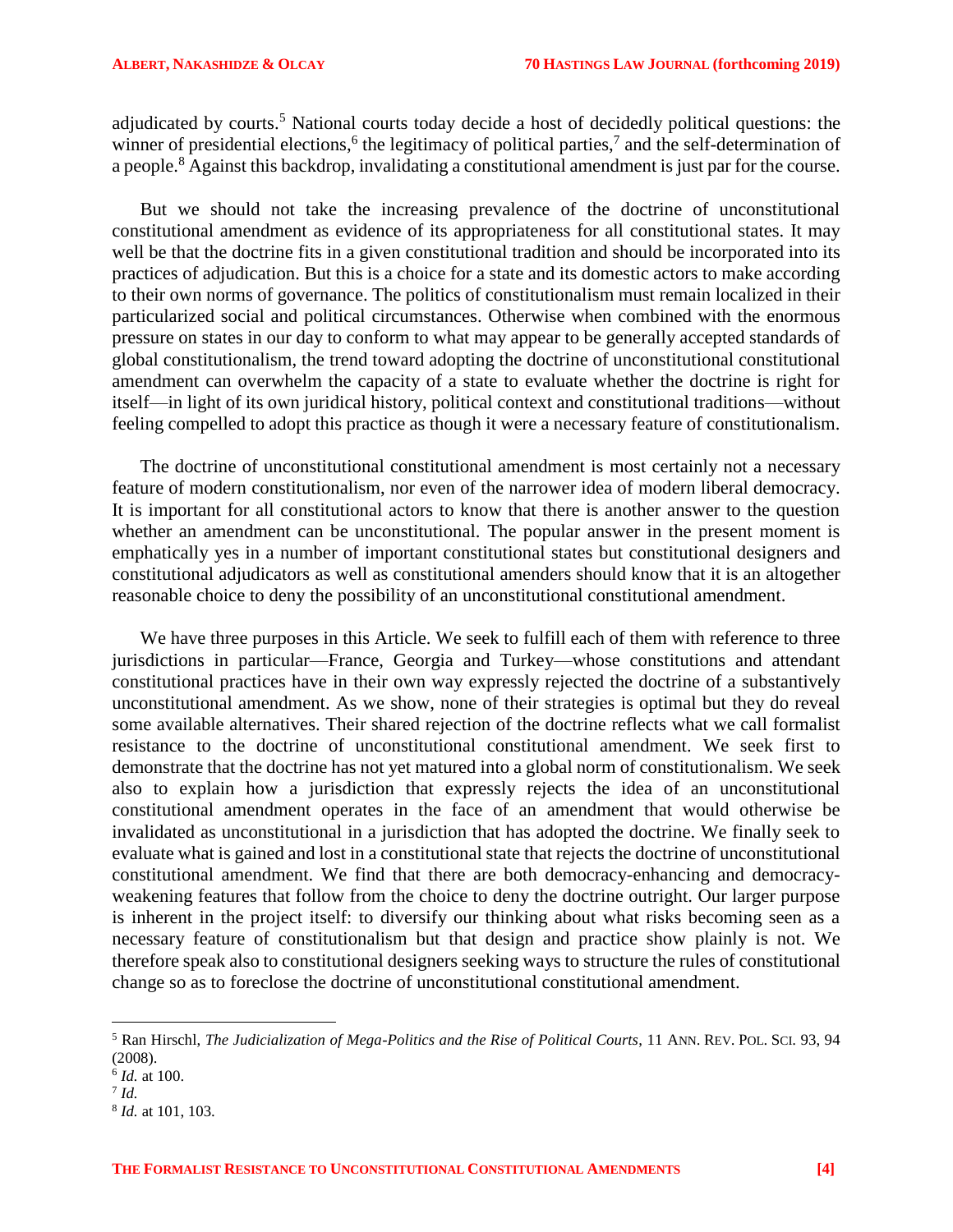adjudicated by courts.[5] National courts today decide a host of decidedly political questions: the winner of presidential elections,[6] the legitimacy of political parties,[7] and the self-determination of a people.[8] Against this backdrop, invalidating a constitutional amendment is just par for the course.

But we should not take the increasing prevalence of the doctrine of unconstitutional constitutional amendment as evidence of its appropriateness for all constitutional states. It may well be that the doctrine fits in a given constitutional tradition and should be incorporated into its practices of adjudication. But this is a choice for a state and its domestic actors to make according to their own norms of governance. The politics of constitutionalism must remain localized in their particularized social and political circumstances. Otherwise when combined with the enormous pressure on states in our day to conform to what may appear to be generally accepted standards of global constitutionalism, the trend toward adopting the doctrine of unconstitutional constitutional amendment can overwhelm the capacity of a state to evaluate whether the doctrine is right for itself—in light of its own juridical history, political context and constitutional traditions—without feeling compelled to adopt this practice as though it were a necessary feature of constitutionalism.

The doctrine of unconstitutional constitutional amendment is most certainly not a necessary feature of modern constitutionalism, nor even of the narrower idea of modern liberal democracy. It is important for all constitutional actors to know that there is another answer to the question whether an amendment can be unconstitutional. The popular answer in the present moment is emphatically yes in a number of important constitutional states but constitutional designers and constitutional adjudicators as well as constitutional amenders should know that it is an altogether reasonable choice to deny the possibility of an unconstitutional constitutional amendment.

We have three purposes in this Article. We seek to fulfill each of them with reference to three jurisdictions in particular—France, Georgia and Turkey—whose constitutions and attendant constitutional practices have in their own way expressly rejected the doctrine of a substantively unconstitutional amendment. As we show, none of their strategies is optimal but they do reveal some available alternatives. Their shared rejection of the doctrine reflects what we call formalist resistance to the doctrine of unconstitutional constitutional amendment. We seek first to demonstrate that the doctrine has not yet matured into a global norm of constitutionalism. We seek also to explain how a jurisdiction that expressly rejects the idea of an unconstitutional constitutional amendment operates in the face of an amendment that would otherwise be invalidated as unconstitutional in a jurisdiction that has adopted the doctrine. We finally seek to evaluate what is gained and lost in a constitutional state that rejects the doctrine of unconstitutional constitutional amendment. We find that there are both democracy-enhancing and democracy-weakening features that follow from the choice to deny the doctrine outright. Our larger purpose is inherent in the project itself: to diversify our thinking about what risks becoming seen as a necessary feature of constitutionalism but that design and practice show plainly is not. We therefore speak also to constitutional designers seeking ways to structure the rules of constitutional change so as to foreclose the doctrine of unconstitutional constitutional amendment.

---

[5] Ran Hirschl, *The Judicialization of Mega-Politics and the Rise of Political Courts*, 11 ANN. REV. POL. SCI. 93, 94 (2008).

[6] *Id.* at 100.

[7] *Id.*

[8] *Id.* at 101, 103.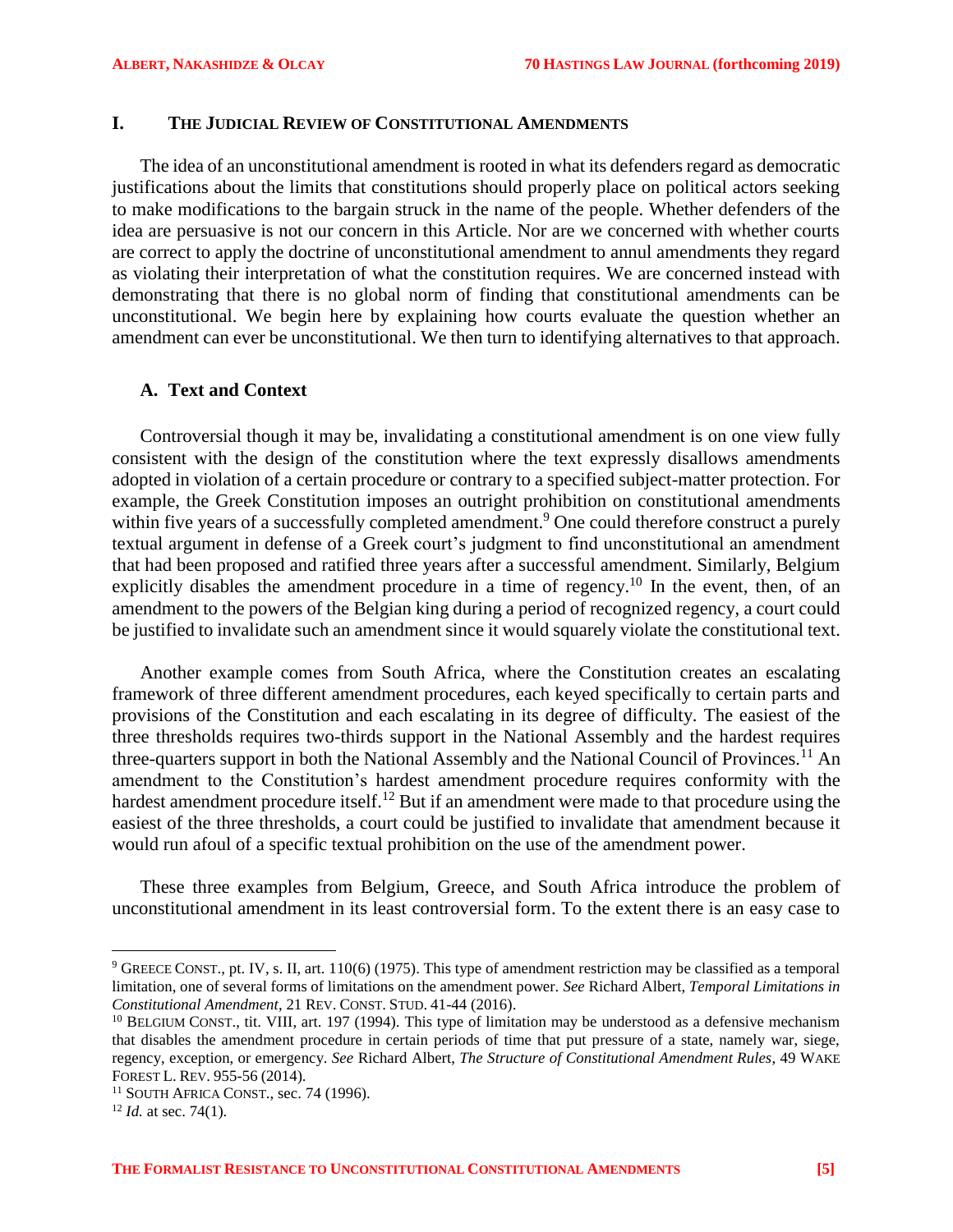## I. The Judicial Review of Constitutional Amendments

The idea of an unconstitutional amendment is rooted in what its defenders regard as democratic justifications about the limits that constitutions should properly place on political actors seeking to make modifications to the bargain struck in the name of the people. Whether defenders of the idea are persuasive is not our concern in this Article. Nor are we concerned with whether courts are correct to apply the doctrine of unconstitutional amendment to annul amendments they regard as violating their interpretation of what the constitution requires. We are concerned instead with demonstrating that there is no global norm of finding that constitutional amendments can be unconstitutional. We begin here by explaining how courts evaluate the question whether an amendment can ever be unconstitutional. We then turn to identifying alternatives to that approach.

### A. Text and Context

Controversial though it may be, invalidating a constitutional amendment is on one view fully consistent with the design of the constitution where the text expressly disallows amendments adopted in violation of a certain procedure or contrary to a specified subject-matter protection. For example, the Greek Constitution imposes an outright prohibition on constitutional amendments within five years of a successfully completed amendment.[9] One could therefore construct a purely textual argument in defense of a Greek court's judgment to find unconstitutional an amendment that had been proposed and ratified three years after a successful amendment. Similarly, Belgium explicitly disables the amendment procedure in a time of regency.[10] In the event, then, of an amendment to the powers of the Belgian king during a period of recognized regency, a court could be justified to invalidate such an amendment since it would squarely violate the constitutional text.

Another example comes from South Africa, where the Constitution creates an escalating framework of three different amendment procedures, each keyed specifically to certain parts and provisions of the Constitution and each escalating in its degree of difficulty. The easiest of the three thresholds requires two-thirds support in the National Assembly and the hardest requires three-quarters support in both the National Assembly and the National Council of Provinces.[11] An amendment to the Constitution's hardest amendment procedure requires conformity with the hardest amendment procedure itself.[12] But if an amendment were made to that procedure using the easiest of the three thresholds, a court could be justified to invalidate that amendment because it would run afoul of a specific textual prohibition on the use of the amendment power.

These three examples from Belgium, Greece, and South Africa introduce the problem of unconstitutional amendment in its least controversial form. To the extent there is an easy case to

---

[9] Greece Const., pt. IV, s. II, art. 110(6) (1975). This type of amendment restriction may be classified as a temporal limitation, one of several forms of limitations on the amendment power. *See* Richard Albert, *Temporal Limitations in Constitutional Amendment*, 21 Rev. Const. Stud. 41-44 (2016).

[10] Belgium Const., tit. VIII, art. 197 (1994). This type of limitation may be understood as a defensive mechanism that disables the amendment procedure in certain periods of time that put pressure of a state, namely war, siege, regency, exception, or emergency. *See* Richard Albert, *The Structure of Constitutional Amendment Rules*, 49 Wake Forest L. Rev. 955-56 (2014).

[11] South Africa Const., sec. 74 (1996).

[12] *Id.* at sec. 74(1).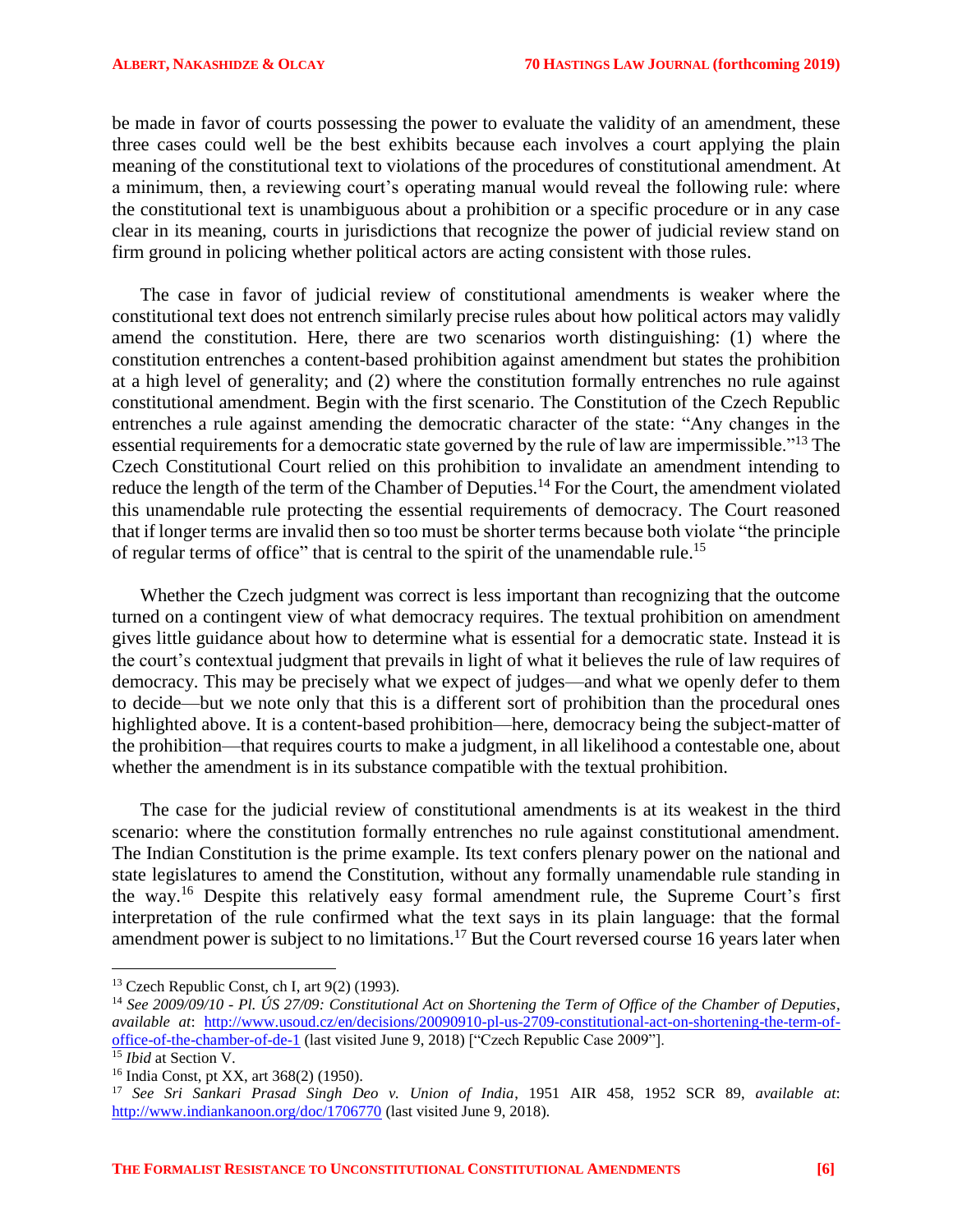be made in favor of courts possessing the power to evaluate the validity of an amendment, these three cases could well be the best exhibits because each involves a court applying the plain meaning of the constitutional text to violations of the procedures of constitutional amendment. At a minimum, then, a reviewing court's operating manual would reveal the following rule: where the constitutional text is unambiguous about a prohibition or a specific procedure or in any case clear in its meaning, courts in jurisdictions that recognize the power of judicial review stand on firm ground in policing whether political actors are acting consistent with those rules.

The case in favor of judicial review of constitutional amendments is weaker where the constitutional text does not entrench similarly precise rules about how political actors may validly amend the constitution. Here, there are two scenarios worth distinguishing: (1) where the constitution entrenches a content-based prohibition against amendment but states the prohibition at a high level of generality; and (2) where the constitution formally entrenches no rule against constitutional amendment. Begin with the first scenario. The Constitution of the Czech Republic entrenches a rule against amending the democratic character of the state: "Any changes in the essential requirements for a democratic state governed by the rule of law are impermissible."[13] The Czech Constitutional Court relied on this prohibition to invalidate an amendment intending to reduce the length of the term of the Chamber of Deputies.[14] For the Court, the amendment violated this unamendable rule protecting the essential requirements of democracy. The Court reasoned that if longer terms are invalid then so too must be shorter terms because both violate "the principle of regular terms of office" that is central to the spirit of the unamendable rule.[15]

Whether the Czech judgment was correct is less important than recognizing that the outcome turned on a contingent view of what democracy requires. The textual prohibition on amendment gives little guidance about how to determine what is essential for a democratic state. Instead it is the court's contextual judgment that prevails in light of what it believes the rule of law requires of democracy. This may be precisely what we expect of judges—and what we openly defer to them to decide—but we note only that this is a different sort of prohibition than the procedural ones highlighted above. It is a content-based prohibition—here, democracy being the subject-matter of the prohibition—that requires courts to make a judgment, in all likelihood a contestable one, about whether the amendment is in its substance compatible with the textual prohibition.

The case for the judicial review of constitutional amendments is at its weakest in the third scenario: where the constitution formally entrenches no rule against constitutional amendment. The Indian Constitution is the prime example. Its text confers plenary power on the national and state legislatures to amend the Constitution, without any formally unamendable rule standing in the way.[16] Despite this relatively easy formal amendment rule, the Supreme Court's first interpretation of the rule confirmed what the text says in its plain language: that the formal amendment power is subject to no limitations.[17] But the Court reversed course 16 years later when

---

[13] Czech Republic Const, ch I, art 9(2) (1993).

[14] *See 2009/09/10 - Pl. ÚS 27/09: Constitutional Act on Shortening the Term of Office of the Chamber of Deputies*, *available at*: http://www.usoud.cz/en/decisions/20090910-pl-us-2709-constitutional-act-on-shortening-the-term-of-office-of-the-chamber-of-de-1 (last visited June 9, 2018) ["Czech Republic Case 2009"].

[15] *Ibid* at Section V.

[16] India Const, pt XX, art 368(2) (1950).

[17] *See Sri Sankari Prasad Singh Deo v. Union of India*, 1951 AIR 458, 1952 SCR 89, *available at*: http://www.indiankanoon.org/doc/1706770 (last visited June 9, 2018).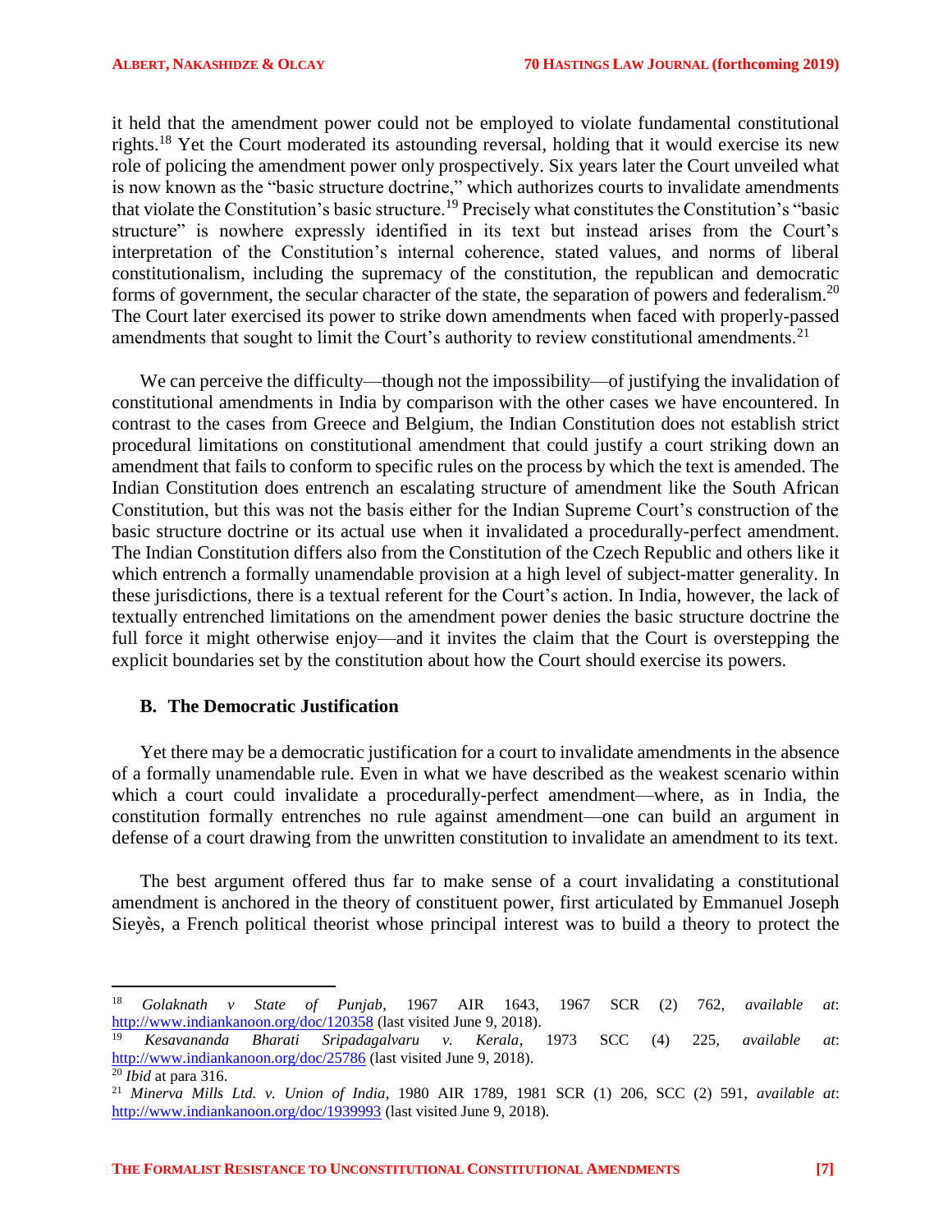it held that the amendment power could not be employed to violate fundamental constitutional rights.[18] Yet the Court moderated its astounding reversal, holding that it would exercise its new role of policing the amendment power only prospectively. Six years later the Court unveiled what is now known as the "basic structure doctrine," which authorizes courts to invalidate amendments that violate the Constitution's basic structure.[19] Precisely what constitutes the Constitution's "basic structure" is nowhere expressly identified in its text but instead arises from the Court's interpretation of the Constitution's internal coherence, stated values, and norms of liberal constitutionalism, including the supremacy of the constitution, the republican and democratic forms of government, the secular character of the state, the separation of powers and federalism.[20] The Court later exercised its power to strike down amendments when faced with properly-passed amendments that sought to limit the Court's authority to review constitutional amendments.[21]

We can perceive the difficulty—though not the impossibility—of justifying the invalidation of constitutional amendments in India by comparison with the other cases we have encountered. In contrast to the cases from Greece and Belgium, the Indian Constitution does not establish strict procedural limitations on constitutional amendment that could justify a court striking down an amendment that fails to conform to specific rules on the process by which the text is amended. The Indian Constitution does entrench an escalating structure of amendment like the South African Constitution, but this was not the basis either for the Indian Supreme Court's construction of the basic structure doctrine or its actual use when it invalidated a procedurally-perfect amendment. The Indian Constitution differs also from the Constitution of the Czech Republic and others like it which entrench a formally unamendable provision at a high level of subject-matter generality. In these jurisdictions, there is a textual referent for the Court's action. In India, however, the lack of textually entrenched limitations on the amendment power denies the basic structure doctrine the full force it might otherwise enjoy—and it invites the claim that the Court is overstepping the explicit boundaries set by the constitution about how the Court should exercise its powers.

### B. The Democratic Justification

Yet there may be a democratic justification for a court to invalidate amendments in the absence of a formally unamendable rule. Even in what we have described as the weakest scenario within which a court could invalidate a procedurally-perfect amendment—where, as in India, the constitution formally entrenches no rule against amendment—one can build an argument in defense of a court drawing from the unwritten constitution to invalidate an amendment to its text.

The best argument offered thus far to make sense of a court invalidating a constitutional amendment is anchored in the theory of constituent power, first articulated by Emmanuel Joseph Sieyès, a French political theorist whose principal interest was to build a theory to protect the

---

[18] *Golaknath v State of Punjab*, 1967 AIR 1643, 1967 SCR (2) 762, *available at*: http://www.indiankanoon.org/doc/120358 (last visited June 9, 2018).

[19] *Kesavananda Bharati Sripadagalvaru v. Kerala*, 1973 SCC (4) 225, *available at*: http://www.indiankanoon.org/doc/25786 (last visited June 9, 2018).

[20] *Ibid* at para 316.

[21] *Minerva Mills Ltd. v. Union of India*, 1980 AIR 1789, 1981 SCR (1) 206, SCC (2) 591, *available at*: http://www.indiankanoon.org/doc/1939993 (last visited June 9, 2018).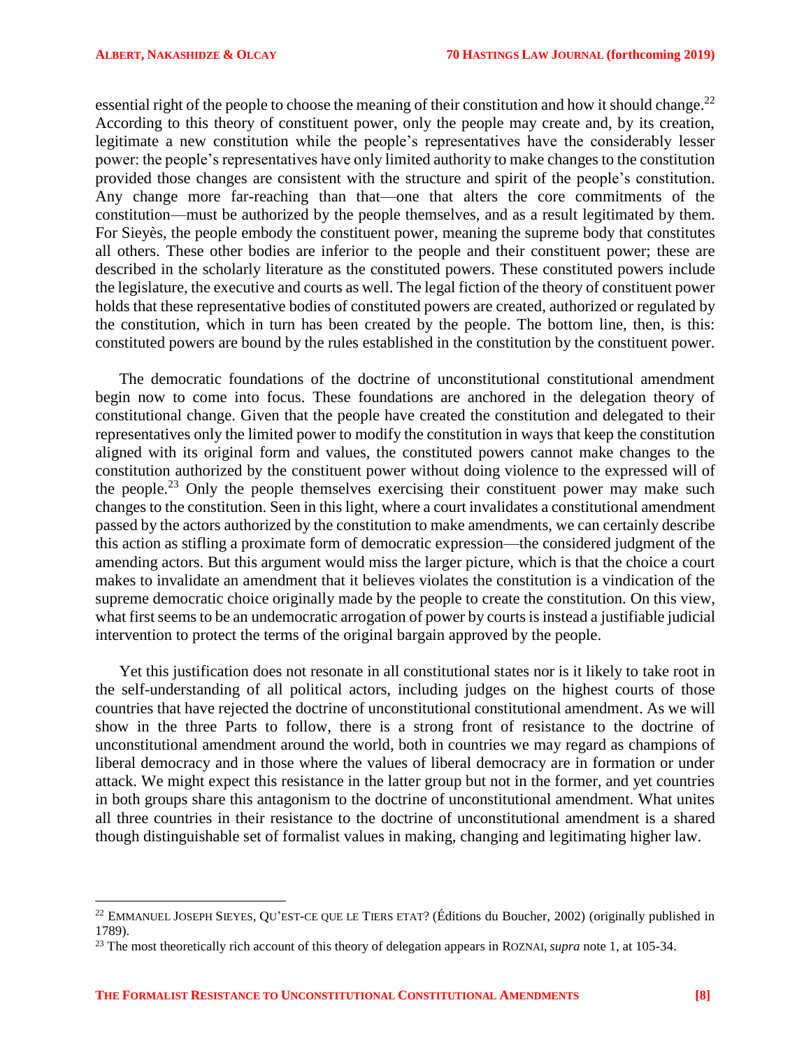essential right of the people to choose the meaning of their constitution and how it should change.[22] According to this theory of constituent power, only the people may create and, by its creation, legitimate a new constitution while the people's representatives have the considerably lesser power: the people's representatives have only limited authority to make changes to the constitution provided those changes are consistent with the structure and spirit of the people's constitution. Any change more far-reaching than that—one that alters the core commitments of the constitution—must be authorized by the people themselves, and as a result legitimated by them. For Sieyès, the people embody the constituent power, meaning the supreme body that constitutes all others. These other bodies are inferior to the people and their constituent power; these are described in the scholarly literature as the constituted powers. These constituted powers include the legislature, the executive and courts as well. The legal fiction of the theory of constituent power holds that these representative bodies of constituted powers are created, authorized or regulated by the constitution, which in turn has been created by the people. The bottom line, then, is this: constituted powers are bound by the rules established in the constitution by the constituent power.

The democratic foundations of the doctrine of unconstitutional constitutional amendment begin now to come into focus. These foundations are anchored in the delegation theory of constitutional change. Given that the people have created the constitution and delegated to their representatives only the limited power to modify the constitution in ways that keep the constitution aligned with its original form and values, the constituted powers cannot make changes to the constitution authorized by the constituent power without doing violence to the expressed will of the people.[23] Only the people themselves exercising their constituent power may make such changes to the constitution. Seen in this light, where a court invalidates a constitutional amendment passed by the actors authorized by the constitution to make amendments, we can certainly describe this action as stifling a proximate form of democratic expression—the considered judgment of the amending actors. But this argument would miss the larger picture, which is that the choice a court makes to invalidate an amendment that it believes violates the constitution is a vindication of the supreme democratic choice originally made by the people to create the constitution. On this view, what first seems to be an undemocratic arrogation of power by courts is instead a justifiable judicial intervention to protect the terms of the original bargain approved by the people.

Yet this justification does not resonate in all constitutional states nor is it likely to take root in the self-understanding of all political actors, including judges on the highest courts of those countries that have rejected the doctrine of unconstitutional constitutional amendment. As we will show in the three Parts to follow, there is a strong front of resistance to the doctrine of unconstitutional amendment around the world, both in countries we may regard as champions of liberal democracy and in those where the values of liberal democracy are in formation or under attack. We might expect this resistance in the latter group but not in the former, and yet countries in both groups share this antagonism to the doctrine of unconstitutional amendment. What unites all three countries in their resistance to the doctrine of unconstitutional amendment is a shared though distinguishable set of formalist values in making, changing and legitimating higher law.

---

[22] EMMANUEL JOSEPH SIEYES, QU'EST-CE QUE LE TIERS ETAT? (Éditions du Boucher, 2002) (originally published in 1789).

[23] The most theoretically rich account of this theory of delegation appears in ROZNAI, *supra* note 1, at 105-34.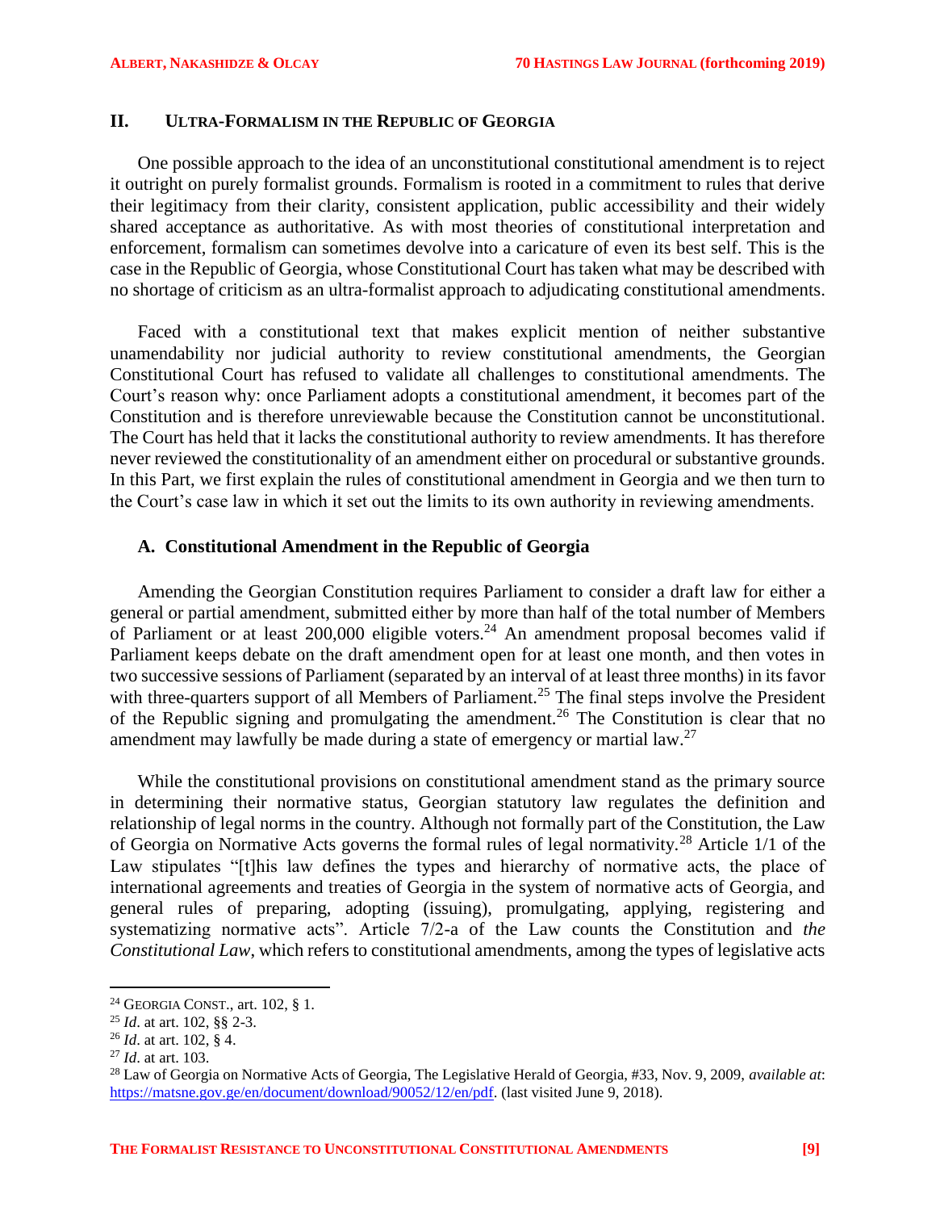## II. ULTRA-FORMALISM IN THE REPUBLIC OF GEORGIA

One possible approach to the idea of an unconstitutional constitutional amendment is to reject it outright on purely formalist grounds. Formalism is rooted in a commitment to rules that derive their legitimacy from their clarity, consistent application, public accessibility and their widely shared acceptance as authoritative. As with most theories of constitutional interpretation and enforcement, formalism can sometimes devolve into a caricature of even its best self. This is the case in the Republic of Georgia, whose Constitutional Court has taken what may be described with no shortage of criticism as an ultra-formalist approach to adjudicating constitutional amendments.

Faced with a constitutional text that makes explicit mention of neither substantive unamendability nor judicial authority to review constitutional amendments, the Georgian Constitutional Court has refused to validate all challenges to constitutional amendments. The Court's reason why: once Parliament adopts a constitutional amendment, it becomes part of the Constitution and is therefore unreviewable because the Constitution cannot be unconstitutional. The Court has held that it lacks the constitutional authority to review amendments. It has therefore never reviewed the constitutionality of an amendment either on procedural or substantive grounds. In this Part, we first explain the rules of constitutional amendment in Georgia and we then turn to the Court's case law in which it set out the limits to its own authority in reviewing amendments.

### A. Constitutional Amendment in the Republic of Georgia

Amending the Georgian Constitution requires Parliament to consider a draft law for either a general or partial amendment, submitted either by more than half of the total number of Members of Parliament or at least 200,000 eligible voters.[24] An amendment proposal becomes valid if Parliament keeps debate on the draft amendment open for at least one month, and then votes in two successive sessions of Parliament (separated by an interval of at least three months) in its favor with three-quarters support of all Members of Parliament.[25] The final steps involve the President of the Republic signing and promulgating the amendment.[26] The Constitution is clear that no amendment may lawfully be made during a state of emergency or martial law.[27]

While the constitutional provisions on constitutional amendment stand as the primary source in determining their normative status, Georgian statutory law regulates the definition and relationship of legal norms in the country. Although not formally part of the Constitution, the Law of Georgia on Normative Acts governs the formal rules of legal normativity.[28] Article 1/1 of the Law stipulates "[t]his law defines the types and hierarchy of normative acts, the place of international agreements and treaties of Georgia in the system of normative acts of Georgia, and general rules of preparing, adopting (issuing), promulgating, applying, registering and systematizing normative acts". Article 7/2-a of the Law counts the Constitution and *the Constitutional Law*, which refers to constitutional amendments, among the types of legislative acts

---

[24] GEORGIA CONST., art. 102, § 1.

[25] *Id*. at art. 102, §§ 2-3.

[26] *Id*. at art. 102, § 4.

[27] *Id*. at art. 103.

[28] Law of Georgia on Normative Acts of Georgia, The Legislative Herald of Georgia, #33, Nov. 9, 2009, *available at*: https://matsne.gov.ge/en/document/download/90052/12/en/pdf. (last visited June 9, 2018).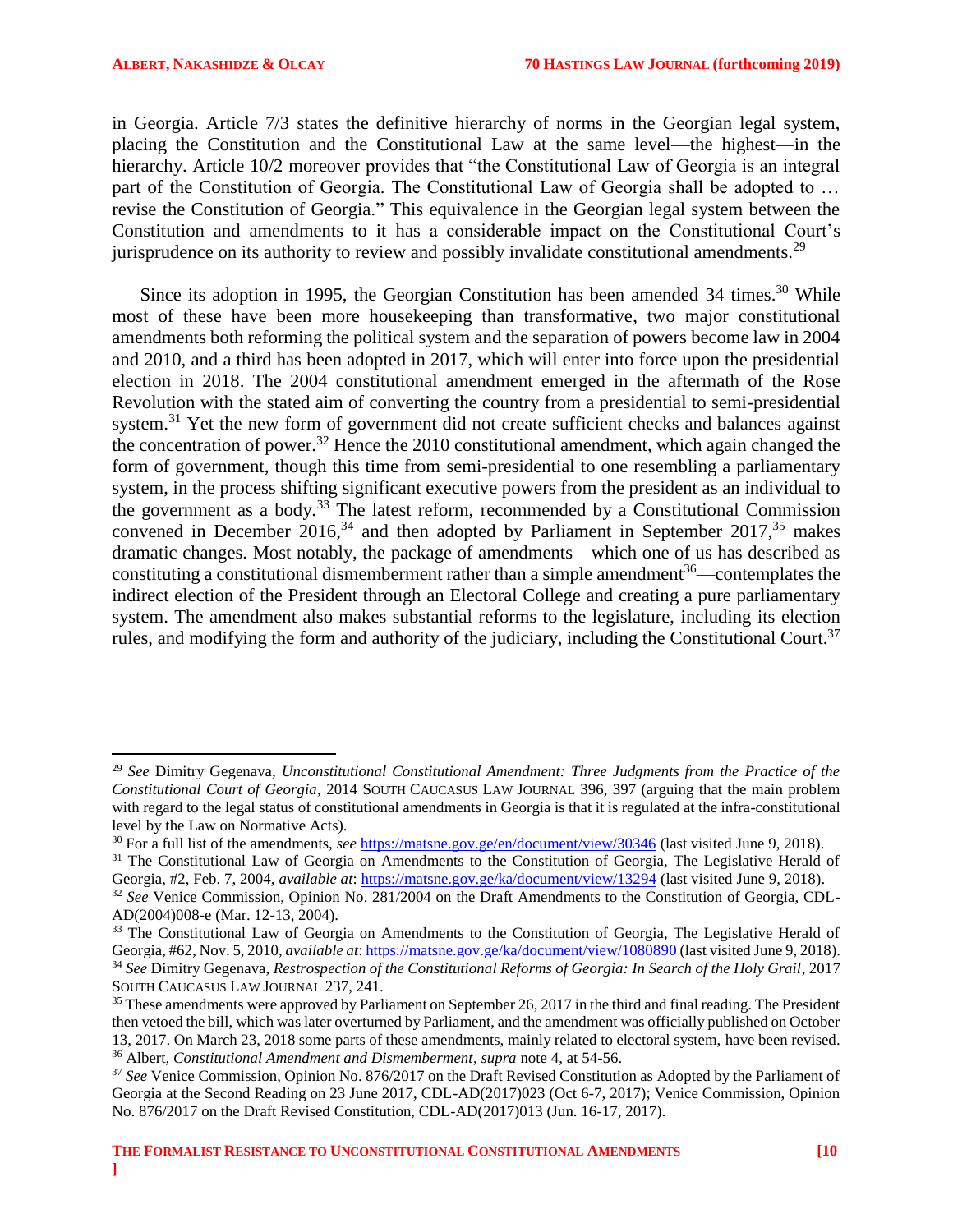in Georgia. Article 7/3 states the definitive hierarchy of norms in the Georgian legal system, placing the Constitution and the Constitutional Law at the same level—the highest—in the hierarchy. Article 10/2 moreover provides that "the Constitutional Law of Georgia is an integral part of the Constitution of Georgia. The Constitutional Law of Georgia shall be adopted to … revise the Constitution of Georgia." This equivalence in the Georgian legal system between the Constitution and amendments to it has a considerable impact on the Constitutional Court's jurisprudence on its authority to review and possibly invalidate constitutional amendments.[29]

Since its adoption in 1995, the Georgian Constitution has been amended 34 times.[30] While most of these have been more housekeeping than transformative, two major constitutional amendments both reforming the political system and the separation of powers become law in 2004 and 2010, and a third has been adopted in 2017, which will enter into force upon the presidential election in 2018. The 2004 constitutional amendment emerged in the aftermath of the Rose Revolution with the stated aim of converting the country from a presidential to semi-presidential system.[31] Yet the new form of government did not create sufficient checks and balances against the concentration of power.[32] Hence the 2010 constitutional amendment, which again changed the form of government, though this time from semi-presidential to one resembling a parliamentary system, in the process shifting significant executive powers from the president as an individual to the government as a body.[33] The latest reform, recommended by a Constitutional Commission convened in December 2016,[34] and then adopted by Parliament in September 2017,[35] makes dramatic changes. Most notably, the package of amendments—which one of us has described as constituting a constitutional dismemberment rather than a simple amendment[36]—contemplates the indirect election of the President through an Electoral College and creating a pure parliamentary system. The amendment also makes substantial reforms to the legislature, including its election rules, and modifying the form and authority of the judiciary, including the Constitutional Court.[37]

---

[29] *See* Dimitry Gegenava, *Unconstitutional Constitutional Amendment: Three Judgments from the Practice of the Constitutional Court of Georgia*, 2014 SOUTH CAUCASUS LAW JOURNAL 396, 397 (arguing that the main problem with regard to the legal status of constitutional amendments in Georgia is that it is regulated at the infra-constitutional level by the Law on Normative Acts).

[30] For a full list of the amendments, *see* https://matsne.gov.ge/en/document/view/30346 (last visited June 9, 2018).

[31] The Constitutional Law of Georgia on Amendments to the Constitution of Georgia, The Legislative Herald of Georgia, #2, Feb. 7, 2004, *available at*: https://matsne.gov.ge/ka/document/view/13294 (last visited June 9, 2018).

[32] *See* Venice Commission, Opinion No. 281/2004 on the Draft Amendments to the Constitution of Georgia, CDL-AD(2004)008-e (Mar. 12-13, 2004).

[33] The Constitutional Law of Georgia on Amendments to the Constitution of Georgia, The Legislative Herald of Georgia, #62, Nov. 5, 2010, *available at*: https://matsne.gov.ge/ka/document/view/1080890 (last visited June 9, 2018).

[34] *See* Dimitry Gegenava, *Restrospection of the Constitutional Reforms of Georgia: In Search of the Holy Grail*, 2017 SOUTH CAUCASUS LAW JOURNAL 237, 241.

[35] These amendments were approved by Parliament on September 26, 2017 in the third and final reading. The President then vetoed the bill, which was later overturned by Parliament, and the amendment was officially published on October 13, 2017. On March 23, 2018 some parts of these amendments, mainly related to electoral system, have been revised.

[36] Albert, *Constitutional Amendment and Dismemberment*, *supra* note 4, at 54-56.

[37] *See* Venice Commission, Opinion No. 876/2017 on the Draft Revised Constitution as Adopted by the Parliament of Georgia at the Second Reading on 23 June 2017, CDL-AD(2017)023 (Oct 6-7, 2017); Venice Commission, Opinion No. 876/2017 on the Draft Revised Constitution, CDL-AD(2017)013 (Jun. 16-17, 2017).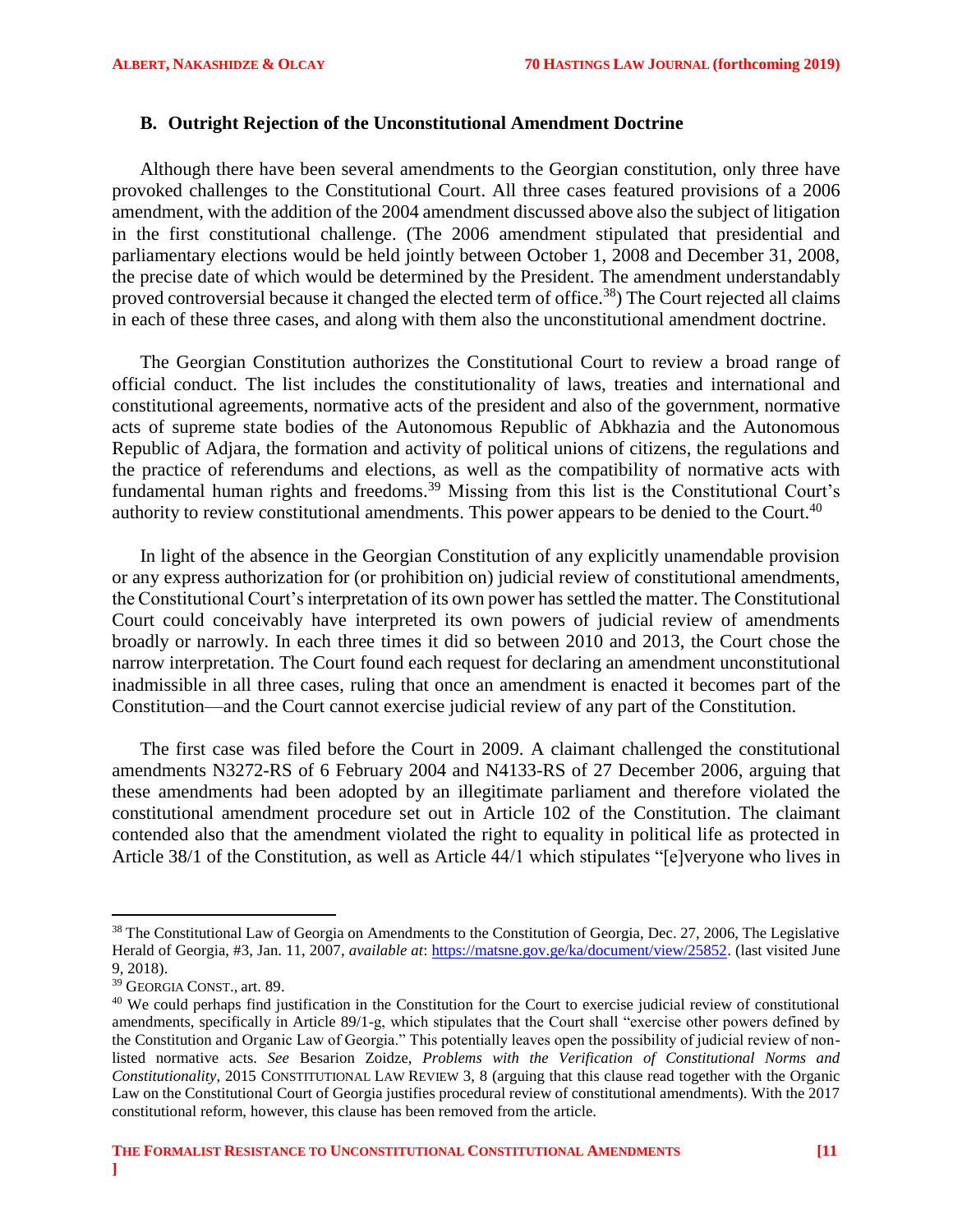### B. Outright Rejection of the Unconstitutional Amendment Doctrine

Although there have been several amendments to the Georgian constitution, only three have provoked challenges to the Constitutional Court. All three cases featured provisions of a 2006 amendment, with the addition of the 2004 amendment discussed above also the subject of litigation in the first constitutional challenge. (The 2006 amendment stipulated that presidential and parliamentary elections would be held jointly between October 1, 2008 and December 31, 2008, the precise date of which would be determined by the President. The amendment understandably proved controversial because it changed the elected term of office.[38]) The Court rejected all claims in each of these three cases, and along with them also the unconstitutional amendment doctrine.

The Georgian Constitution authorizes the Constitutional Court to review a broad range of official conduct. The list includes the constitutionality of laws, treaties and international and constitutional agreements, normative acts of the president and also of the government, normative acts of supreme state bodies of the Autonomous Republic of Abkhazia and the Autonomous Republic of Adjara, the formation and activity of political unions of citizens, the regulations and the practice of referendums and elections, as well as the compatibility of normative acts with fundamental human rights and freedoms.[39] Missing from this list is the Constitutional Court's authority to review constitutional amendments. This power appears to be denied to the Court.[40]

In light of the absence in the Georgian Constitution of any explicitly unamendable provision or any express authorization for (or prohibition on) judicial review of constitutional amendments, the Constitutional Court's interpretation of its own power has settled the matter. The Constitutional Court could conceivably have interpreted its own powers of judicial review of amendments broadly or narrowly. In each three times it did so between 2010 and 2013, the Court chose the narrow interpretation. The Court found each request for declaring an amendment unconstitutional inadmissible in all three cases, ruling that once an amendment is enacted it becomes part of the Constitution—and the Court cannot exercise judicial review of any part of the Constitution.

The first case was filed before the Court in 2009. A claimant challenged the constitutional amendments N3272-RS of 6 February 2004 and N4133-RS of 27 December 2006, arguing that these amendments had been adopted by an illegitimate parliament and therefore violated the constitutional amendment procedure set out in Article 102 of the Constitution. The claimant contended also that the amendment violated the right to equality in political life as protected in Article 38/1 of the Constitution, as well as Article 44/1 which stipulates "[e]veryone who lives in

---

[38] The Constitutional Law of Georgia on Amendments to the Constitution of Georgia, Dec. 27, 2006, The Legislative Herald of Georgia, #3, Jan. 11, 2007, *available at*: https://matsne.gov.ge/ka/document/view/25852. (last visited June 9, 2018).

[39] GEORGIA CONST., art. 89.

[40] We could perhaps find justification in the Constitution for the Court to exercise judicial review of constitutional amendments, specifically in Article 89/1-g, which stipulates that the Court shall "exercise other powers defined by the Constitution and Organic Law of Georgia." This potentially leaves open the possibility of judicial review of non-listed normative acts. *See* Besarion Zoidze, *Problems with the Verification of Constitutional Norms and Constitutionality*, 2015 CONSTITUTIONAL LAW REVIEW 3, 8 (arguing that this clause read together with the Organic Law on the Constitutional Court of Georgia justifies procedural review of constitutional amendments). With the 2017 constitutional reform, however, this clause has been removed from the article.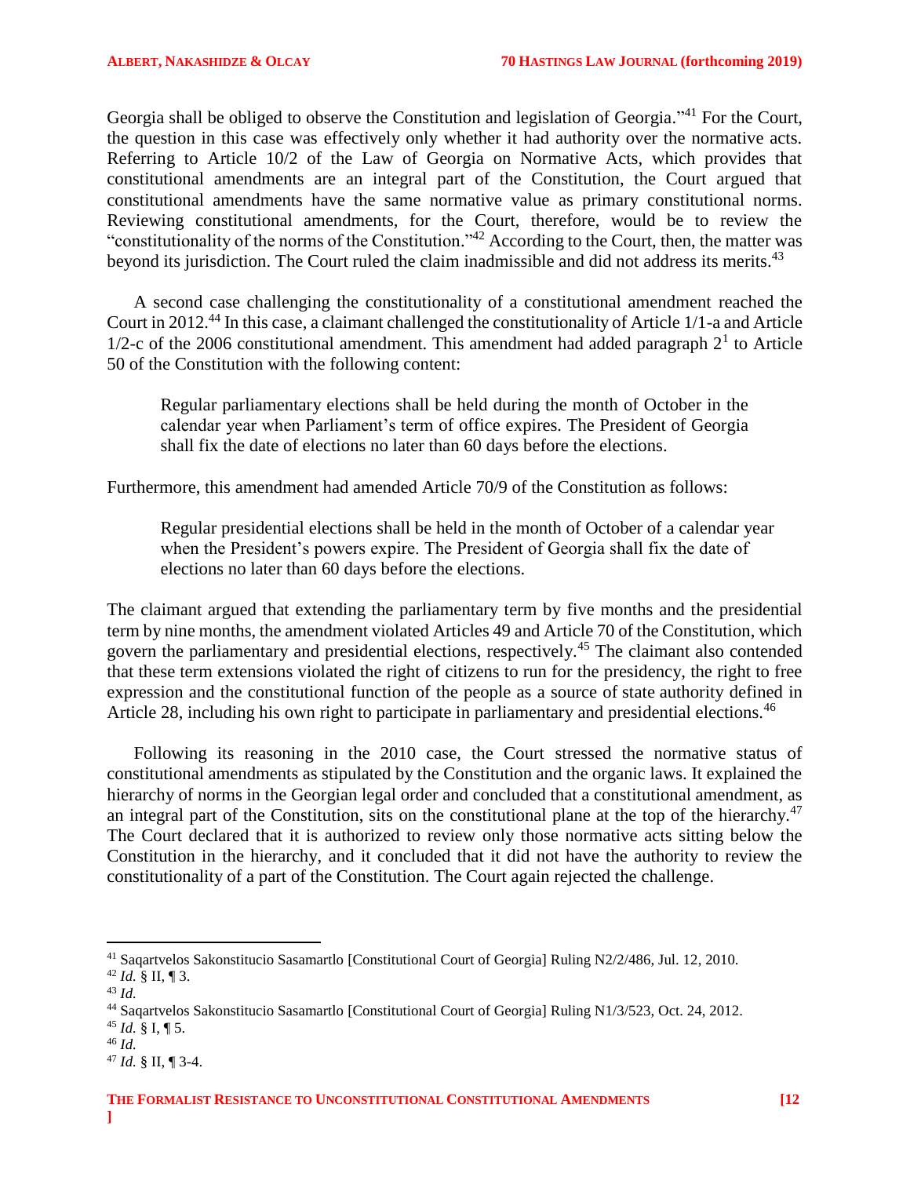Georgia shall be obliged to observe the Constitution and legislation of Georgia."[41] For the Court, the question in this case was effectively only whether it had authority over the normative acts. Referring to Article 10/2 of the Law of Georgia on Normative Acts, which provides that constitutional amendments are an integral part of the Constitution, the Court argued that constitutional amendments have the same normative value as primary constitutional norms. Reviewing constitutional amendments, for the Court, therefore, would be to review the "constitutionality of the norms of the Constitution."[42] According to the Court, then, the matter was beyond its jurisdiction. The Court ruled the claim inadmissible and did not address its merits.[43]

A second case challenging the constitutionality of a constitutional amendment reached the Court in 2012.[44] In this case, a claimant challenged the constitutionality of Article 1/1-a and Article 1/2-c of the 2006 constitutional amendment. This amendment had added paragraph $2^1$ to Article 50 of the Constitution with the following content:

> Regular parliamentary elections shall be held during the month of October in the calendar year when Parliament's term of office expires. The President of Georgia shall fix the date of elections no later than 60 days before the elections.

Furthermore, this amendment had amended Article 70/9 of the Constitution as follows:

> Regular presidential elections shall be held in the month of October of a calendar year when the President's powers expire. The President of Georgia shall fix the date of elections no later than 60 days before the elections.

The claimant argued that extending the parliamentary term by five months and the presidential term by nine months, the amendment violated Articles 49 and Article 70 of the Constitution, which govern the parliamentary and presidential elections, respectively.[45] The claimant also contended that these term extensions violated the right of citizens to run for the presidency, the right to free expression and the constitutional function of the people as a source of state authority defined in Article 28, including his own right to participate in parliamentary and presidential elections.[46]

Following its reasoning in the 2010 case, the Court stressed the normative status of constitutional amendments as stipulated by the Constitution and the organic laws. It explained the hierarchy of norms in the Georgian legal order and concluded that a constitutional amendment, as an integral part of the Constitution, sits on the constitutional plane at the top of the hierarchy.[47] The Court declared that it is authorized to review only those normative acts sitting below the Constitution in the hierarchy, and it concluded that it did not have the authority to review the constitutionality of a part of the Constitution. The Court again rejected the challenge.

---

[41] Saqartvelos Sakonstitucio Sasamartlo [Constitutional Court of Georgia] Ruling N2/2/486, Jul. 12, 2010.
[42] *Id.* § II, ¶ 3.
[43] *Id.*
[44] Saqartvelos Sakonstitucio Sasamartlo [Constitutional Court of Georgia] Ruling N1/3/523, Oct. 24, 2012.
[45] *Id.* § I, ¶ 5.
[46] *Id.*
[47] *Id.* § II, ¶ 3-4.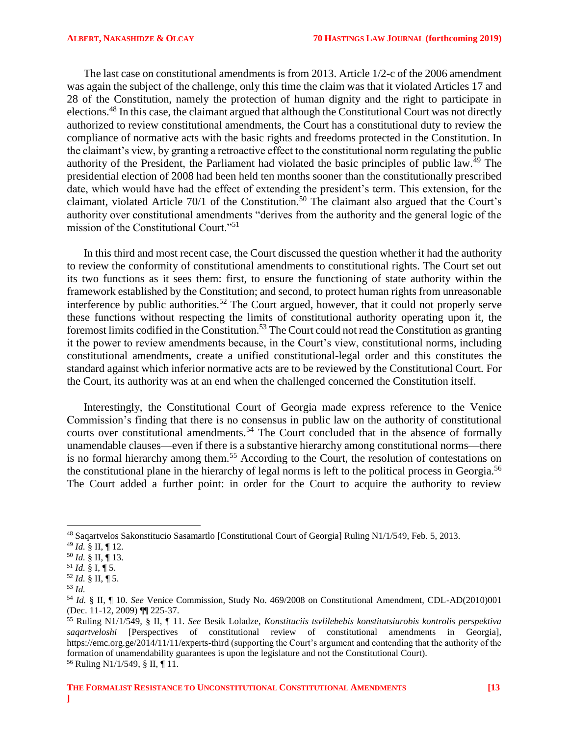The last case on constitutional amendments is from 2013. Article 1/2-c of the 2006 amendment was again the subject of the challenge, only this time the claim was that it violated Articles 17 and 28 of the Constitution, namely the protection of human dignity and the right to participate in elections.[48] In this case, the claimant argued that although the Constitutional Court was not directly authorized to review constitutional amendments, the Court has a constitutional duty to review the compliance of normative acts with the basic rights and freedoms protected in the Constitution. In the claimant's view, by granting a retroactive effect to the constitutional norm regulating the public authority of the President, the Parliament had violated the basic principles of public law.[49] The presidential election of 2008 had been held ten months sooner than the constitutionally prescribed date, which would have had the effect of extending the president's term. This extension, for the claimant, violated Article 70/1 of the Constitution.[50] The claimant also argued that the Court's authority over constitutional amendments "derives from the authority and the general logic of the mission of the Constitutional Court."[51]

In this third and most recent case, the Court discussed the question whether it had the authority to review the conformity of constitutional amendments to constitutional rights. The Court set out its two functions as it sees them: first, to ensure the functioning of state authority within the framework established by the Constitution; and second, to protect human rights from unreasonable interference by public authorities.[52] The Court argued, however, that it could not properly serve these functions without respecting the limits of constitutional authority operating upon it, the foremost limits codified in the Constitution.[53] The Court could not read the Constitution as granting it the power to review amendments because, in the Court's view, constitutional norms, including constitutional amendments, create a unified constitutional-legal order and this constitutes the standard against which inferior normative acts are to be reviewed by the Constitutional Court. For the Court, its authority was at an end when the challenged concerned the Constitution itself.

Interestingly, the Constitutional Court of Georgia made express reference to the Venice Commission's finding that there is no consensus in public law on the authority of constitutional courts over constitutional amendments.[54] The Court concluded that in the absence of formally unamendable clauses—even if there is a substantive hierarchy among constitutional norms—there is no formal hierarchy among them.[55] According to the Court, the resolution of contestations on the constitutional plane in the hierarchy of legal norms is left to the political process in Georgia.[56] The Court added a further point: in order for the Court to acquire the authority to review

---

[48] Saqartvelos Sakonstitucio Sasamartlo [Constitutional Court of Georgia] Ruling N1/1/549, Feb. 5, 2013.

[49] *Id.* § II, ¶ 12.

[50] *Id.* § II, ¶ 13.

[51] *Id.* § I, ¶ 5.

[52] *Id.* § II, ¶ 5.

[53] *Id.*

[54] *Id.* § II, ¶ 10. *See* Venice Commission, Study No. 469/2008 on Constitutional Amendment, CDL-AD(2010)001 (Dec. 11-12, 2009) ¶¶ 225-37.

[55] Ruling N1/1/549, § II, ¶ 11. *See* Besik Loladze, *Konstituciis tsvlilebebis konstitutsiurobis kontrolis perspektiva saqartveloshi* [Perspectives of constitutional review of constitutional amendments in Georgia], https://emc.org.ge/2014/11/11/experts-third (supporting the Court's argument and contending that the authority of the formation of unamendability guarantees is upon the legislature and not the Constitutional Court).

[56] Ruling N1/1/549, § II, ¶ 11.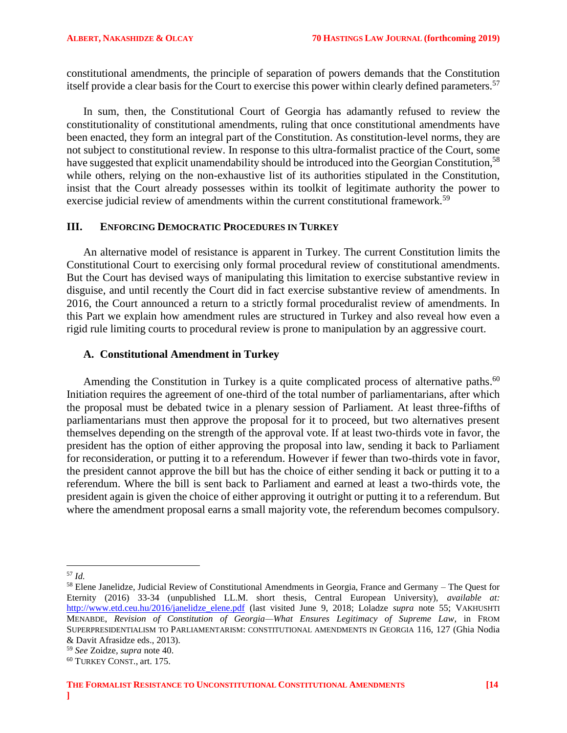constitutional amendments, the principle of separation of powers demands that the Constitution itself provide a clear basis for the Court to exercise this power within clearly defined parameters.[57]

In sum, then, the Constitutional Court of Georgia has adamantly refused to review the constitutionality of constitutional amendments, ruling that once constitutional amendments have been enacted, they form an integral part of the Constitution. As constitution-level norms, they are not subject to constitutional review. In response to this ultra-formalist practice of the Court, some have suggested that explicit unamendability should be introduced into the Georgian Constitution,[58] while others, relying on the non-exhaustive list of its authorities stipulated in the Constitution, insist that the Court already possesses within its toolkit of legitimate authority the power to exercise judicial review of amendments within the current constitutional framework.[59]

## III. Enforcing Democratic Procedures in Turkey

An alternative model of resistance is apparent in Turkey. The current Constitution limits the Constitutional Court to exercising only formal procedural review of constitutional amendments. But the Court has devised ways of manipulating this limitation to exercise substantive review in disguise, and until recently the Court did in fact exercise substantive review of amendments. In 2016, the Court announced a return to a strictly formal proceduralist review of amendments. In this Part we explain how amendment rules are structured in Turkey and also reveal how even a rigid rule limiting courts to procedural review is prone to manipulation by an aggressive court.

### A. Constitutional Amendment in Turkey

Amending the Constitution in Turkey is a quite complicated process of alternative paths.[60] Initiation requires the agreement of one-third of the total number of parliamentarians, after which the proposal must be debated twice in a plenary session of Parliament. At least three-fifths of parliamentarians must then approve the proposal for it to proceed, but two alternatives present themselves depending on the strength of the approval vote. If at least two-thirds vote in favor, the president has the option of either approving the proposal into law, sending it back to Parliament for reconsideration, or putting it to a referendum. However if fewer than two-thirds vote in favor, the president cannot approve the bill but has the choice of either sending it back or putting it to a referendum. Where the bill is sent back to Parliament and earned at least a two-thirds vote, the president again is given the choice of either approving it outright or putting it to a referendum. But where the amendment proposal earns a small majority vote, the referendum becomes compulsory.

---

[57] *Id.*

[58] Elene Janelidze, Judicial Review of Constitutional Amendments in Georgia, France and Germany – The Quest for Eternity (2016) 33-34 (unpublished LL.M. short thesis, Central European University), *available at:* http://www.etd.ceu.hu/2016/janelidze_elene.pdf (last visited June 9, 2018; Loladze *supra* note 55; VAKHUSHTI MENABDE, *Revision of Constitution of Georgia—What Ensures Legitimacy of Supreme Law*, in FROM SUPERPRESIDENTIALISM TO PARLIAMENTARISM: CONSTITUTIONAL AMENDMENTS IN GEORGIA 116, 127 (Ghia Nodia & Davit Afrasidze eds., 2013).

[59] *See* Zoidze, *supra* note 40.

[60] TURKEY CONST., art. 175.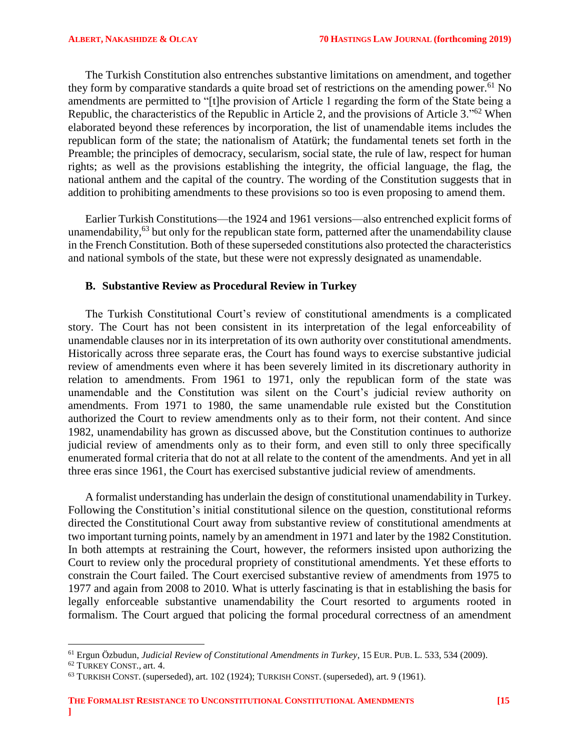The Turkish Constitution also entrenches substantive limitations on amendment, and together they form by comparative standards a quite broad set of restrictions on the amending power.[61] No amendments are permitted to "[t]he provision of Article 1 regarding the form of the State being a Republic, the characteristics of the Republic in Article 2, and the provisions of Article 3."[62] When elaborated beyond these references by incorporation, the list of unamendable items includes the republican form of the state; the nationalism of Atatürk; the fundamental tenets set forth in the Preamble; the principles of democracy, secularism, social state, the rule of law, respect for human rights; as well as the provisions establishing the integrity, the official language, the flag, the national anthem and the capital of the country. The wording of the Constitution suggests that in addition to prohibiting amendments to these provisions so too is even proposing to amend them.

Earlier Turkish Constitutions—the 1924 and 1961 versions—also entrenched explicit forms of unamendability,[63] but only for the republican state form, patterned after the unamendability clause in the French Constitution. Both of these superseded constitutions also protected the characteristics and national symbols of the state, but these were not expressly designated as unamendable.

### B. Substantive Review as Procedural Review in Turkey

The Turkish Constitutional Court's review of constitutional amendments is a complicated story. The Court has not been consistent in its interpretation of the legal enforceability of unamendable clauses nor in its interpretation of its own authority over constitutional amendments. Historically across three separate eras, the Court has found ways to exercise substantive judicial review of amendments even where it has been severely limited in its discretionary authority in relation to amendments. From 1961 to 1971, only the republican form of the state was unamendable and the Constitution was silent on the Court's judicial review authority on amendments. From 1971 to 1980, the same unamendable rule existed but the Constitution authorized the Court to review amendments only as to their form, not their content. And since 1982, unamendability has grown as discussed above, but the Constitution continues to authorize judicial review of amendments only as to their form, and even still to only three specifically enumerated formal criteria that do not at all relate to the content of the amendments. And yet in all three eras since 1961, the Court has exercised substantive judicial review of amendments.

A formalist understanding has underlain the design of constitutional unamendability in Turkey. Following the Constitution's initial constitutional silence on the question, constitutional reforms directed the Constitutional Court away from substantive review of constitutional amendments at two important turning points, namely by an amendment in 1971 and later by the 1982 Constitution. In both attempts at restraining the Court, however, the reformers insisted upon authorizing the Court to review only the procedural propriety of constitutional amendments. Yet these efforts to constrain the Court failed. The Court exercised substantive review of amendments from 1975 to 1977 and again from 2008 to 2010. What is utterly fascinating is that in establishing the basis for legally enforceable substantive unamendability the Court resorted to arguments rooted in formalism. The Court argued that policing the formal procedural correctness of an amendment

---

[61] Ergun Özbudun, *Judicial Review of Constitutional Amendments in Turkey*, 15 EUR. PUB. L. 533, 534 (2009).

[62] TURKEY CONST., art. 4.

[63] TURKISH CONST. (superseded), art. 102 (1924); TURKISH CONST. (superseded), art. 9 (1961).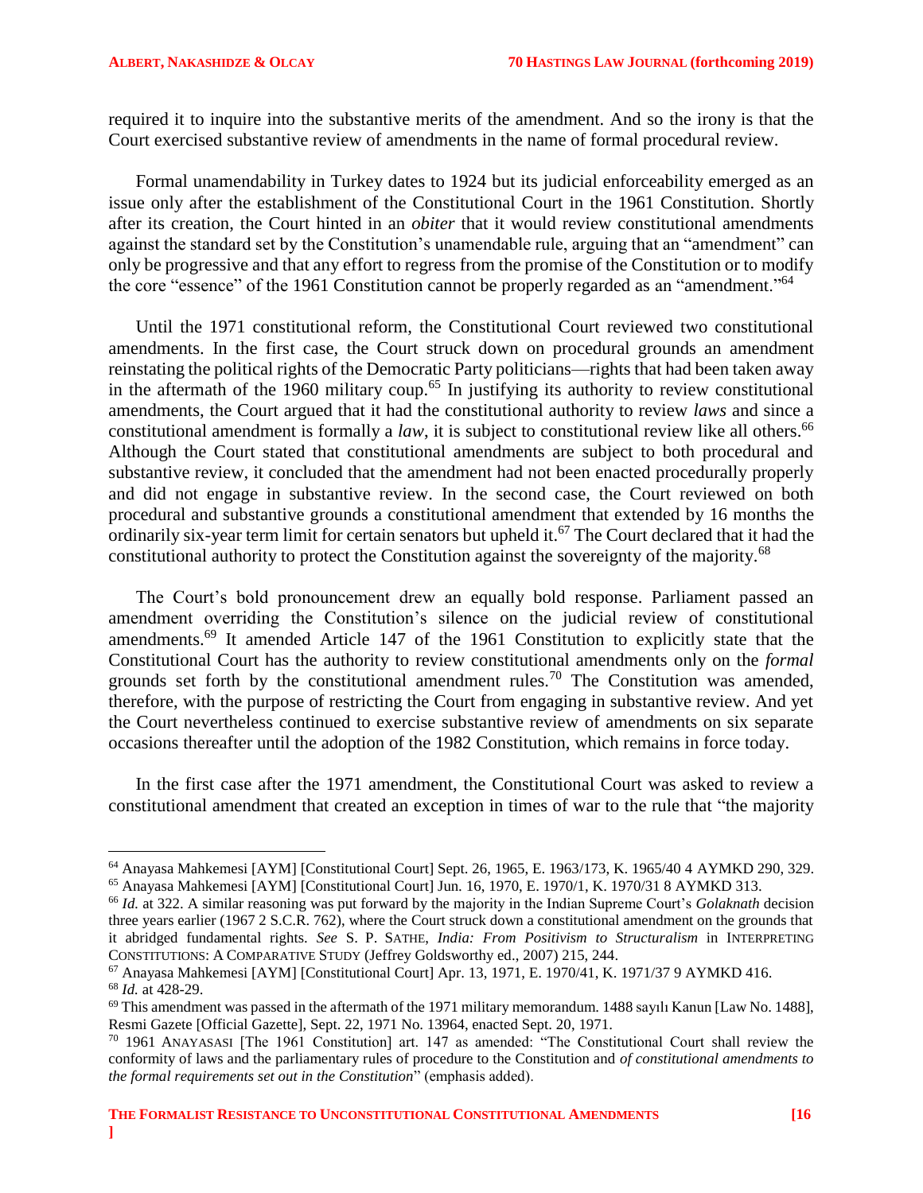required it to inquire into the substantive merits of the amendment. And so the irony is that the Court exercised substantive review of amendments in the name of formal procedural review.

Formal unamendability in Turkey dates to 1924 but its judicial enforceability emerged as an issue only after the establishment of the Constitutional Court in the 1961 Constitution. Shortly after its creation, the Court hinted in an *obiter* that it would review constitutional amendments against the standard set by the Constitution's unamendable rule, arguing that an "amendment" can only be progressive and that any effort to regress from the promise of the Constitution or to modify the core "essence" of the 1961 Constitution cannot be properly regarded as an "amendment."[64]

Until the 1971 constitutional reform, the Constitutional Court reviewed two constitutional amendments. In the first case, the Court struck down on procedural grounds an amendment reinstating the political rights of the Democratic Party politicians—rights that had been taken away in the aftermath of the 1960 military coup.[65] In justifying its authority to review constitutional amendments, the Court argued that it had the constitutional authority to review *laws* and since a constitutional amendment is formally a *law*, it is subject to constitutional review like all others.[66] Although the Court stated that constitutional amendments are subject to both procedural and substantive review, it concluded that the amendment had not been enacted procedurally properly and did not engage in substantive review. In the second case, the Court reviewed on both procedural and substantive grounds a constitutional amendment that extended by 16 months the ordinarily six-year term limit for certain senators but upheld it.[67] The Court declared that it had the constitutional authority to protect the Constitution against the sovereignty of the majority.[68]

The Court's bold pronouncement drew an equally bold response. Parliament passed an amendment overriding the Constitution's silence on the judicial review of constitutional amendments.[69] It amended Article 147 of the 1961 Constitution to explicitly state that the Constitutional Court has the authority to review constitutional amendments only on the *formal* grounds set forth by the constitutional amendment rules.[70] The Constitution was amended, therefore, with the purpose of restricting the Court from engaging in substantive review. And yet the Court nevertheless continued to exercise substantive review of amendments on six separate occasions thereafter until the adoption of the 1982 Constitution, which remains in force today.

In the first case after the 1971 amendment, the Constitutional Court was asked to review a constitutional amendment that created an exception in times of war to the rule that "the majority

---

[64] Anayasa Mahkemesi [AYM] [Constitutional Court] Sept. 26, 1965, E. 1963/173, K. 1965/40 4 AYMKD 290, 329.

[65] Anayasa Mahkemesi [AYM] [Constitutional Court] Jun. 16, 1970, E. 1970/1, K. 1970/31 8 AYMKD 313.

[66] *Id.* at 322. A similar reasoning was put forward by the majority in the Indian Supreme Court's *Golaknath* decision three years earlier (1967 2 S.C.R. 762), where the Court struck down a constitutional amendment on the grounds that it abridged fundamental rights. *See* S. P. SATHE, *India: From Positivism to Structuralism* in INTERPRETING CONSTITUTIONS: A COMPARATIVE STUDY (Jeffrey Goldsworthy ed., 2007) 215, 244.

[67] Anayasa Mahkemesi [AYM] [Constitutional Court] Apr. 13, 1971, E. 1970/41, K. 1971/37 9 AYMKD 416.

[68] *Id.* at 428-29.

[69] This amendment was passed in the aftermath of the 1971 military memorandum. 1488 sayılı Kanun [Law No. 1488], Resmi Gazete [Official Gazette], Sept. 22, 1971 No. 13964, enacted Sept. 20, 1971.

[70] 1961 ANAYASASI [The 1961 Constitution] art. 147 as amended: "The Constitutional Court shall review the conformity of laws and the parliamentary rules of procedure to the Constitution and *of constitutional amendments to the formal requirements set out in the Constitution*" (emphasis added).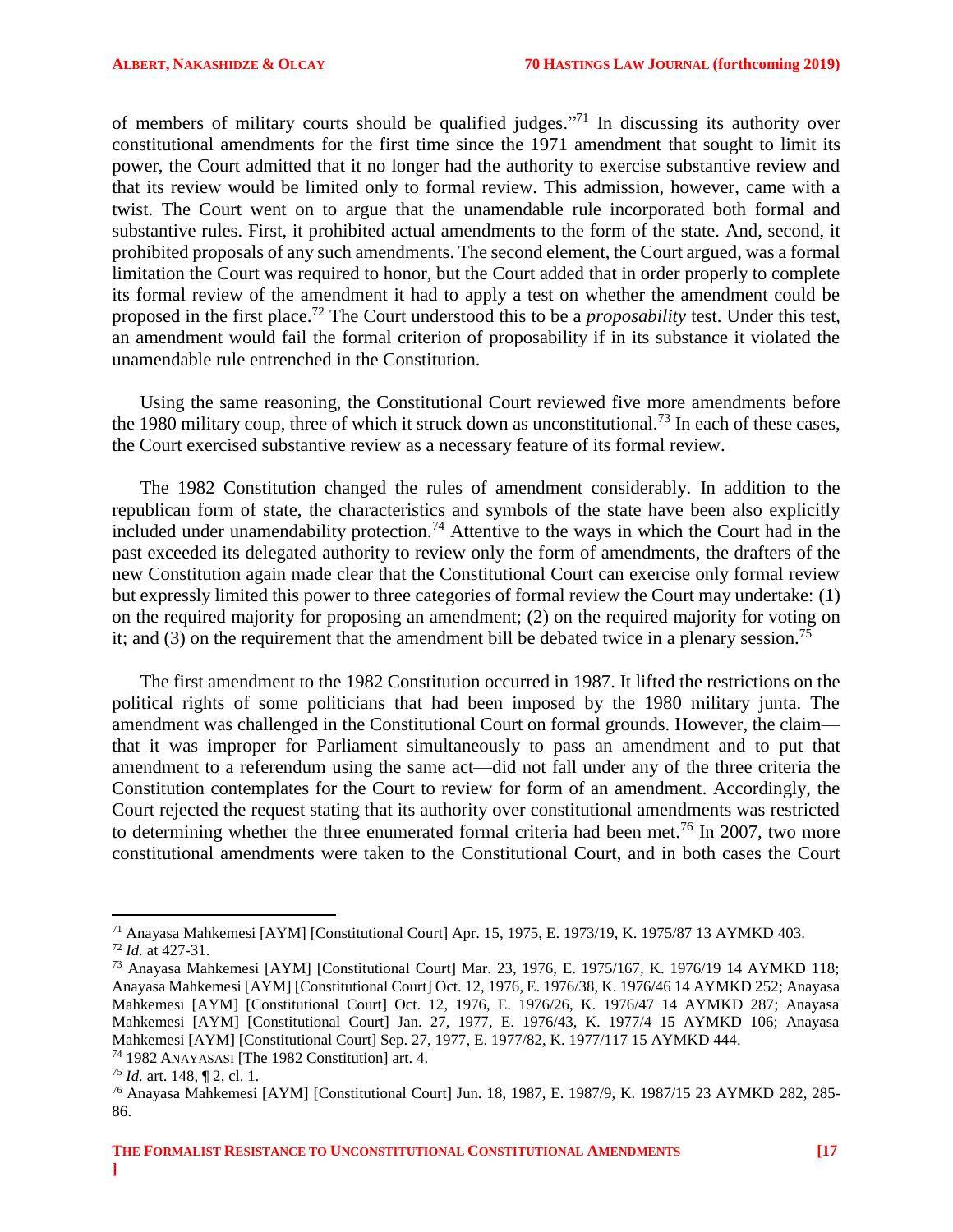of members of military courts should be qualified judges."[71] In discussing its authority over constitutional amendments for the first time since the 1971 amendment that sought to limit its power, the Court admitted that it no longer had the authority to exercise substantive review and that its review would be limited only to formal review. This admission, however, came with a twist. The Court went on to argue that the unamendable rule incorporated both formal and substantive rules. First, it prohibited actual amendments to the form of the state. And, second, it prohibited proposals of any such amendments. The second element, the Court argued, was a formal limitation the Court was required to honor, but the Court added that in order properly to complete its formal review of the amendment it had to apply a test on whether the amendment could be proposed in the first place.[72] The Court understood this to be a *proposability* test. Under this test, an amendment would fail the formal criterion of proposability if in its substance it violated the unamendable rule entrenched in the Constitution.

Using the same reasoning, the Constitutional Court reviewed five more amendments before the 1980 military coup, three of which it struck down as unconstitutional.[73] In each of these cases, the Court exercised substantive review as a necessary feature of its formal review.

The 1982 Constitution changed the rules of amendment considerably. In addition to the republican form of state, the characteristics and symbols of the state have been also explicitly included under unamendability protection.[74] Attentive to the ways in which the Court had in the past exceeded its delegated authority to review only the form of amendments, the drafters of the new Constitution again made clear that the Constitutional Court can exercise only formal review but expressly limited this power to three categories of formal review the Court may undertake: (1) on the required majority for proposing an amendment; (2) on the required majority for voting on it; and (3) on the requirement that the amendment bill be debated twice in a plenary session.[75]

The first amendment to the 1982 Constitution occurred in 1987. It lifted the restrictions on the political rights of some politicians that had been imposed by the 1980 military junta. The amendment was challenged in the Constitutional Court on formal grounds. However, the claim—that it was improper for Parliament simultaneously to pass an amendment and to put that amendment to a referendum using the same act—did not fall under any of the three criteria the Constitution contemplates for the Court to review for form of an amendment. Accordingly, the Court rejected the request stating that its authority over constitutional amendments was restricted to determining whether the three enumerated formal criteria had been met.[76] In 2007, two more constitutional amendments were taken to the Constitutional Court, and in both cases the Court

---

[71] Anayasa Mahkemesi [AYM] [Constitutional Court] Apr. 15, 1975, E. 1973/19, K. 1975/87 13 AYMKD 403.

[72] *Id.* at 427-31.

[73] Anayasa Mahkemesi [AYM] [Constitutional Court] Mar. 23, 1976, E. 1975/167, K. 1976/19 14 AYMKD 118; Anayasa Mahkemesi [AYM] [Constitutional Court] Oct. 12, 1976, E. 1976/38, K. 1976/46 14 AYMKD 252; Anayasa Mahkemesi [AYM] [Constitutional Court] Oct. 12, 1976, E. 1976/26, K. 1976/47 14 AYMKD 287; Anayasa Mahkemesi [AYM] [Constitutional Court] Jan. 27, 1977, E. 1976/43, K. 1977/4 15 AYMKD 106; Anayasa Mahkemesi [AYM] [Constitutional Court] Sep. 27, 1977, E. 1977/82, K. 1977/117 15 AYMKD 444.

[74] 1982 ANAYASASI [The 1982 Constitution] art. 4.

[75] *Id.* art. 148, ¶ 2, cl. 1.

[76] Anayasa Mahkemesi [AYM] [Constitutional Court] Jun. 18, 1987, E. 1987/9, K. 1987/15 23 AYMKD 282, 285-86.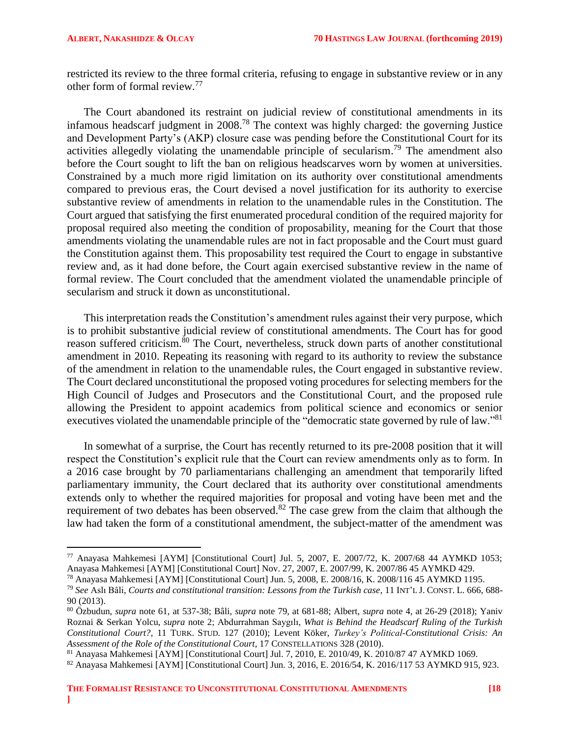restricted its review to the three formal criteria, refusing to engage in substantive review or in any other form of formal review.[77]

The Court abandoned its restraint on judicial review of constitutional amendments in its infamous headscarf judgment in 2008.[78] The context was highly charged: the governing Justice and Development Party's (AKP) closure case was pending before the Constitutional Court for its activities allegedly violating the unamendable principle of secularism.[79] The amendment also before the Court sought to lift the ban on religious headscarves worn by women at universities. Constrained by a much more rigid limitation on its authority over constitutional amendments compared to previous eras, the Court devised a novel justification for its authority to exercise substantive review of amendments in relation to the unamendable rules in the Constitution. The Court argued that satisfying the first enumerated procedural condition of the required majority for proposal required also meeting the condition of proposability, meaning for the Court that those amendments violating the unamendable rules are not in fact proposable and the Court must guard the Constitution against them. This proposability test required the Court to engage in substantive review and, as it had done before, the Court again exercised substantive review in the name of formal review. The Court concluded that the amendment violated the unamendable principle of secularism and struck it down as unconstitutional.

This interpretation reads the Constitution's amendment rules against their very purpose, which is to prohibit substantive judicial review of constitutional amendments. The Court has for good reason suffered criticism.[80] The Court, nevertheless, struck down parts of another constitutional amendment in 2010. Repeating its reasoning with regard to its authority to review the substance of the amendment in relation to the unamendable rules, the Court engaged in substantive review. The Court declared unconstitutional the proposed voting procedures for selecting members for the High Council of Judges and Prosecutors and the Constitutional Court, and the proposed rule allowing the President to appoint academics from political science and economics or senior executives violated the unamendable principle of the "democratic state governed by rule of law."[81]

In somewhat of a surprise, the Court has recently returned to its pre-2008 position that it will respect the Constitution's explicit rule that the Court can review amendments only as to form. In a 2016 case brought by 70 parliamentarians challenging an amendment that temporarily lifted parliamentary immunity, the Court declared that its authority over constitutional amendments extends only to whether the required majorities for proposal and voting have been met and the requirement of two debates has been observed.[82] The case grew from the claim that although the law had taken the form of a constitutional amendment, the subject-matter of the amendment was

---

[77] Anayasa Mahkemesi [AYM] [Constitutional Court] Jul. 5, 2007, E. 2007/72, K. 2007/68 44 AYMKD 1053; Anayasa Mahkemesi [AYM] [Constitutional Court] Nov. 27, 2007, E. 2007/99, K. 2007/86 45 AYMKD 429.

[78] Anayasa Mahkemesi [AYM] [Constitutional Court] Jun. 5, 2008, E. 2008/16, K. 2008/116 45 AYMKD 1195.

[79] *See* Aslı Bâli, *Courts and constitutional transition: Lessons from the Turkish case*, 11 INT'L J. CONST. L. 666, 688-90 (2013).

[80] Özbudun, *supra* note 61, at 537-38; Bâli, *supra* note 79, at 681-88; Albert, *supra* note 4, at 26-29 (2018); Yaniv Roznai & Serkan Yolcu, *supra* note 2; Abdurrahman Saygılı, *What is Behind the Headscarf Ruling of the Turkish Constitutional Court?*, 11 TURK. STUD. 127 (2010); Levent Köker, *Turkey's Political-Constitutional Crisis: An Assessment of the Role of the Constitutional Court*, 17 CONSTELLATIONS 328 (2010).

[81] Anayasa Mahkemesi [AYM] [Constitutional Court] Jul. 7, 2010, E. 2010/49, K. 2010/87 47 AYMKD 1069.

[82] Anayasa Mahkemesi [AYM] [Constitutional Court] Jun. 3, 2016, E. 2016/54, K. 2016/117 53 AYMKD 915, 923.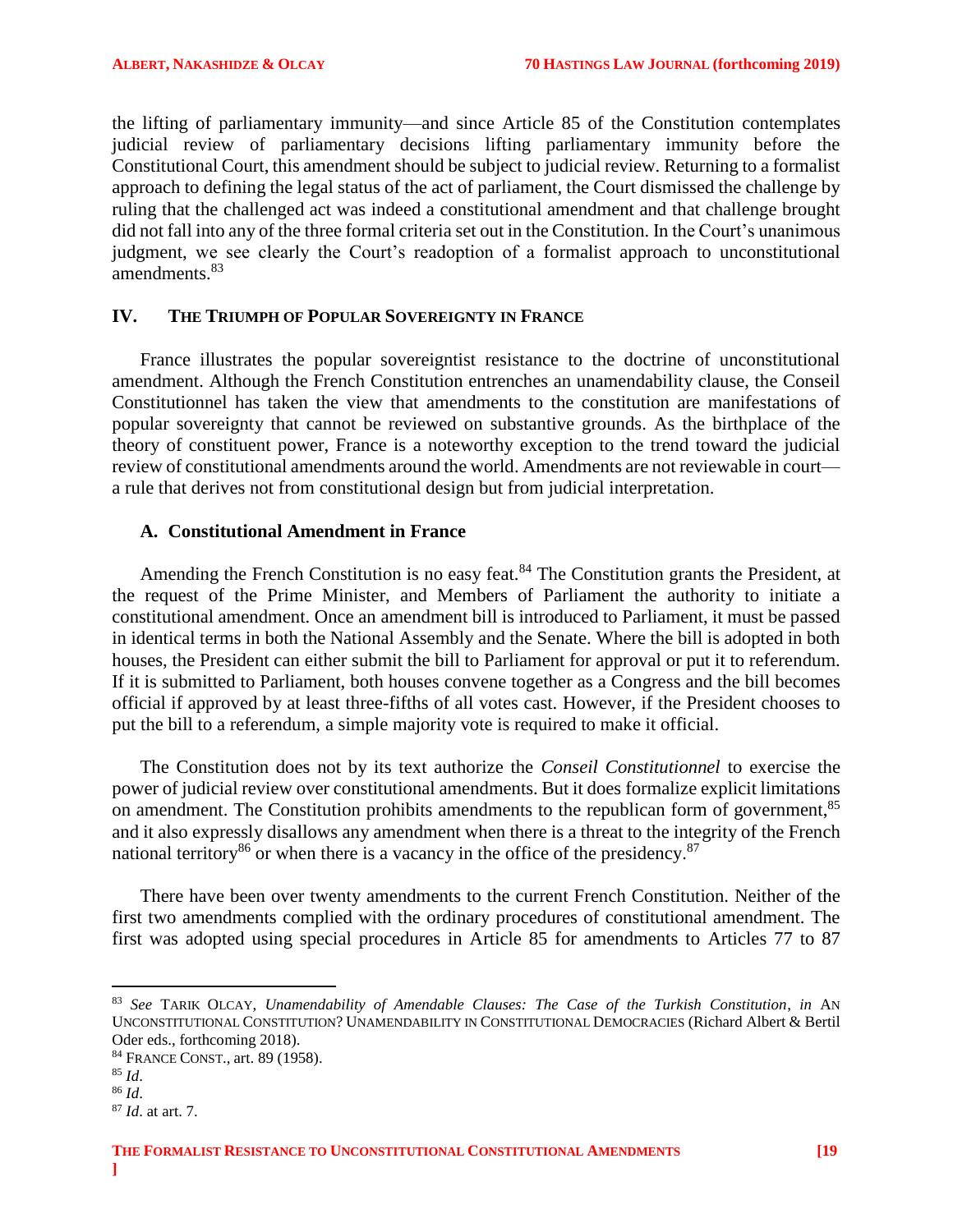the lifting of parliamentary immunity—and since Article 85 of the Constitution contemplates judicial review of parliamentary decisions lifting parliamentary immunity before the Constitutional Court, this amendment should be subject to judicial review. Returning to a formalist approach to defining the legal status of the act of parliament, the Court dismissed the challenge by ruling that the challenged act was indeed a constitutional amendment and that challenge brought did not fall into any of the three formal criteria set out in the Constitution. In the Court's unanimous judgment, we see clearly the Court's readoption of a formalist approach to unconstitutional amendments.[83]

## IV. The Triumph of Popular Sovereignty in France

France illustrates the popular sovereigntist resistance to the doctrine of unconstitutional amendment. Although the French Constitution entrenches an unamendability clause, the Conseil Constitutionnel has taken the view that amendments to the constitution are manifestations of popular sovereignty that cannot be reviewed on substantive grounds. As the birthplace of the theory of constituent power, France is a noteworthy exception to the trend toward the judicial review of constitutional amendments around the world. Amendments are not reviewable in court—a rule that derives not from constitutional design but from judicial interpretation.

### A. Constitutional Amendment in France

Amending the French Constitution is no easy feat.[84] The Constitution grants the President, at the request of the Prime Minister, and Members of Parliament the authority to initiate a constitutional amendment. Once an amendment bill is introduced to Parliament, it must be passed in identical terms in both the National Assembly and the Senate. Where the bill is adopted in both houses, the President can either submit the bill to Parliament for approval or put it to referendum. If it is submitted to Parliament, both houses convene together as a Congress and the bill becomes official if approved by at least three-fifths of all votes cast. However, if the President chooses to put the bill to a referendum, a simple majority vote is required to make it official.

The Constitution does not by its text authorize the *Conseil Constitutionnel* to exercise the power of judicial review over constitutional amendments. But it does formalize explicit limitations on amendment. The Constitution prohibits amendments to the republican form of government,[85] and it also expressly disallows any amendment when there is a threat to the integrity of the French national territory[86] or when there is a vacancy in the office of the presidency.[87]

There have been over twenty amendments to the current French Constitution. Neither of the first two amendments complied with the ordinary procedures of constitutional amendment. The first was adopted using special procedures in Article 85 for amendments to Articles 77 to 87

---

[83] *See* Tarik Olcay, *Unamendability of Amendable Clauses: The Case of the Turkish Constitution*, *in* An Unconstitutional Constitution? Unamendability in Constitutional Democracies (Richard Albert & Bertil Oder eds., forthcoming 2018).

[84] France Const., art. 89 (1958).

[85] *Id*.

[86] *Id*.

[87] *Id*. at art. 7.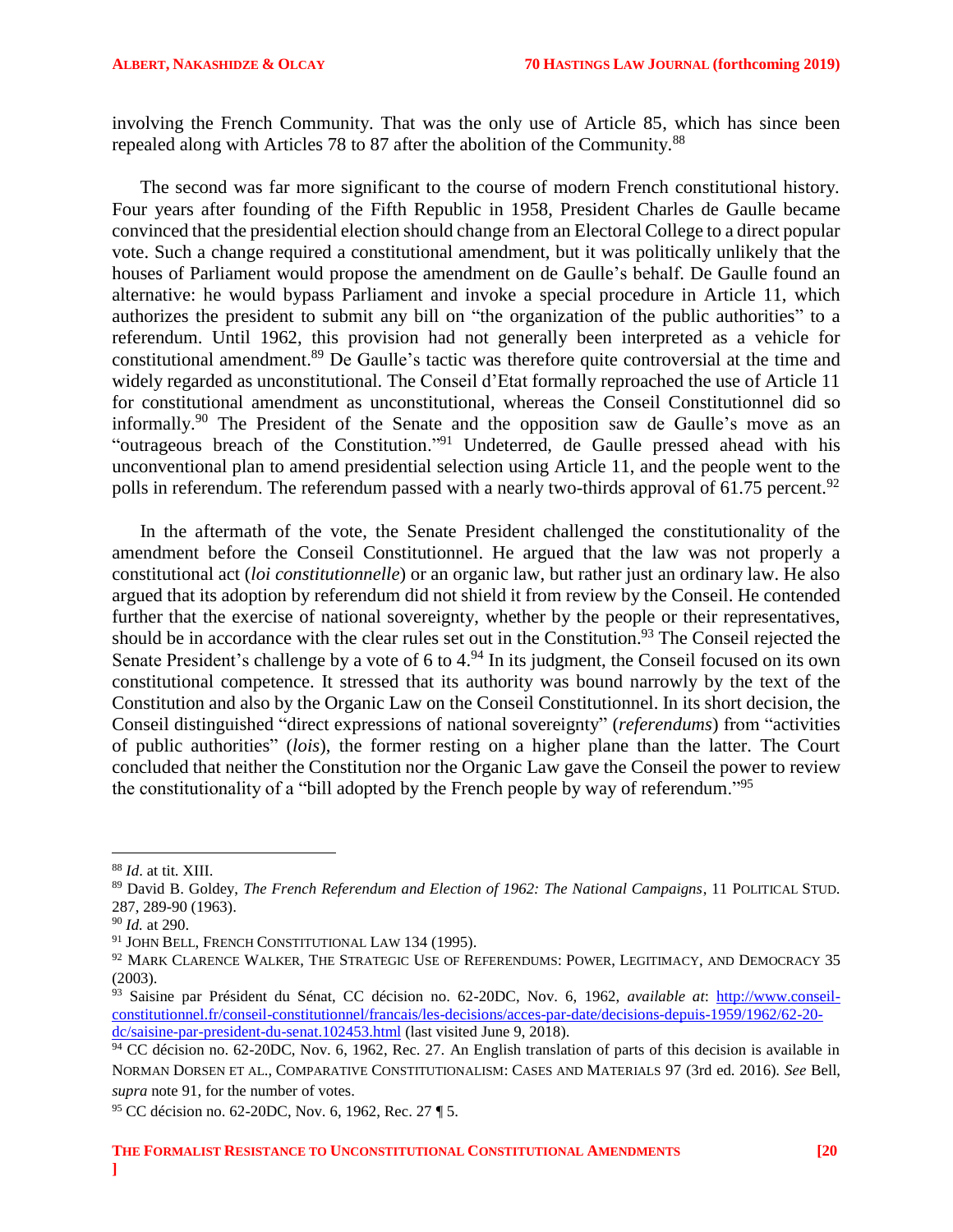involving the French Community. That was the only use of Article 85, which has since been repealed along with Articles 78 to 87 after the abolition of the Community.[88]

The second was far more significant to the course of modern French constitutional history. Four years after founding of the Fifth Republic in 1958, President Charles de Gaulle became convinced that the presidential election should change from an Electoral College to a direct popular vote. Such a change required a constitutional amendment, but it was politically unlikely that the houses of Parliament would propose the amendment on de Gaulle's behalf. De Gaulle found an alternative: he would bypass Parliament and invoke a special procedure in Article 11, which authorizes the president to submit any bill on "the organization of the public authorities" to a referendum. Until 1962, this provision had not generally been interpreted as a vehicle for constitutional amendment.[89] De Gaulle's tactic was therefore quite controversial at the time and widely regarded as unconstitutional. The Conseil d'Etat formally reproached the use of Article 11 for constitutional amendment as unconstitutional, whereas the Conseil Constitutionnel did so informally.[90] The President of the Senate and the opposition saw de Gaulle's move as an "outrageous breach of the Constitution."[91] Undeterred, de Gaulle pressed ahead with his unconventional plan to amend presidential selection using Article 11, and the people went to the polls in referendum. The referendum passed with a nearly two-thirds approval of 61.75 percent.[92]

In the aftermath of the vote, the Senate President challenged the constitutionality of the amendment before the Conseil Constitutionnel. He argued that the law was not properly a constitutional act (*loi constitutionnelle*) or an organic law, but rather just an ordinary law. He also argued that its adoption by referendum did not shield it from review by the Conseil. He contended further that the exercise of national sovereignty, whether by the people or their representatives, should be in accordance with the clear rules set out in the Constitution.[93] The Conseil rejected the Senate President's challenge by a vote of 6 to 4.[94] In its judgment, the Conseil focused on its own constitutional competence. It stressed that its authority was bound narrowly by the text of the Constitution and also by the Organic Law on the Conseil Constitutionnel. In its short decision, the Conseil distinguished "direct expressions of national sovereignty" (*referendums*) from "activities of public authorities" (*lois*), the former resting on a higher plane than the latter. The Court concluded that neither the Constitution nor the Organic Law gave the Conseil the power to review the constitutionality of a "bill adopted by the French people by way of referendum."[95]

---

[88] *Id*. at tit. XIII.

[89] David B. Goldey, *The French Referendum and Election of 1962: The National Campaigns*, 11 POLITICAL STUD. 287, 289-90 (1963).

[90] *Id.* at 290.

[91] JOHN BELL, FRENCH CONSTITUTIONAL LAW 134 (1995).

[92] MARK CLARENCE WALKER, THE STRATEGIC USE OF REFERENDUMS: POWER, LEGITIMACY, AND DEMOCRACY 35 (2003).

[93] Saisine par Président du Sénat, CC décision no. 62-20DC, Nov. 6, 1962, *available at*: http://www.conseil-constitutionnel.fr/conseil-constitutionnel/francais/les-decisions/acces-par-date/decisions-depuis-1959/1962/62-20-dc/saisine-par-president-du-senat.102453.html (last visited June 9, 2018).

[94] CC décision no. 62-20DC, Nov. 6, 1962, Rec. 27. An English translation of parts of this decision is available in NORMAN DORSEN ET AL., COMPARATIVE CONSTITUTIONALISM: CASES AND MATERIALS 97 (3rd ed. 2016). *See* Bell, *supra* note 91, for the number of votes.

[95] CC décision no. 62-20DC, Nov. 6, 1962, Rec. 27 ¶ 5.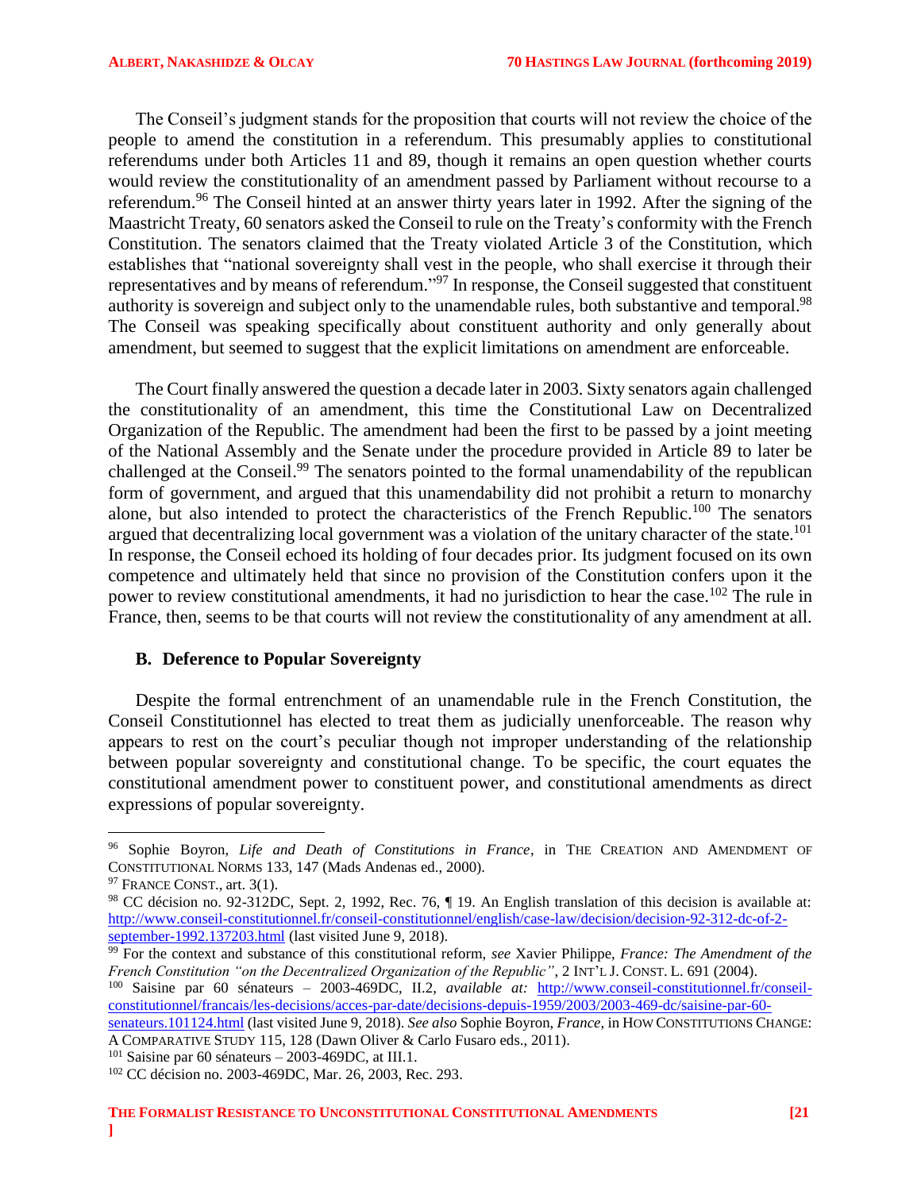The Conseil's judgment stands for the proposition that courts will not review the choice of the people to amend the constitution in a referendum. This presumably applies to constitutional referendums under both Articles 11 and 89, though it remains an open question whether courts would review the constitutionality of an amendment passed by Parliament without recourse to a referendum.[96] The Conseil hinted at an answer thirty years later in 1992. After the signing of the Maastricht Treaty, 60 senators asked the Conseil to rule on the Treaty's conformity with the French Constitution. The senators claimed that the Treaty violated Article 3 of the Constitution, which establishes that "national sovereignty shall vest in the people, who shall exercise it through their representatives and by means of referendum."[97] In response, the Conseil suggested that constituent authority is sovereign and subject only to the unamendable rules, both substantive and temporal.[98] The Conseil was speaking specifically about constituent authority and only generally about amendment, but seemed to suggest that the explicit limitations on amendment are enforceable.

The Court finally answered the question a decade later in 2003. Sixty senators again challenged the constitutionality of an amendment, this time the Constitutional Law on Decentralized Organization of the Republic. The amendment had been the first to be passed by a joint meeting of the National Assembly and the Senate under the procedure provided in Article 89 to later be challenged at the Conseil.[99] The senators pointed to the formal unamendability of the republican form of government, and argued that this unamendability did not prohibit a return to monarchy alone, but also intended to protect the characteristics of the French Republic.[100] The senators argued that decentralizing local government was a violation of the unitary character of the state.[101] In response, the Conseil echoed its holding of four decades prior. Its judgment focused on its own competence and ultimately held that since no provision of the Constitution confers upon it the power to review constitutional amendments, it had no jurisdiction to hear the case.[102] The rule in France, then, seems to be that courts will not review the constitutionality of any amendment at all.

### B. Deference to Popular Sovereignty

Despite the formal entrenchment of an unamendable rule in the French Constitution, the Conseil Constitutionnel has elected to treat them as judicially unenforceable. The reason why appears to rest on the court's peculiar though not improper understanding of the relationship between popular sovereignty and constitutional change. To be specific, the court equates the constitutional amendment power to constituent power, and constitutional amendments as direct expressions of popular sovereignty.

---

[96] Sophie Boyron, *Life and Death of Constitutions in France*, in THE CREATION AND AMENDMENT OF CONSTITUTIONAL NORMS 133, 147 (Mads Andenas ed., 2000).

[97] FRANCE CONST., art. 3(1).

[98] CC décision no. 92-312DC, Sept. 2, 1992, Rec. 76, ¶ 19. An English translation of this decision is available at: http://www.conseil-constitutionnel.fr/conseil-constitutionnel/english/case-law/decision/decision-92-312-dc-of-2-september-1992.137203.html (last visited June 9, 2018).

[99] For the context and substance of this constitutional reform, *see* Xavier Philippe, *France: The Amendment of the French Constitution "on the Decentralized Organization of the Republic"*, 2 INT'L J. CONST. L. 691 (2004).

[100] Saisine par 60 sénateurs – 2003-469DC, II.2, *available at:* http://www.conseil-constitutionnel.fr/conseil-constitutionnel/francais/les-decisions/acces-par-date/decisions-depuis-1959/2003/2003-469-dc/saisine-par-60-senateurs.101124.html (last visited June 9, 2018). *See also* Sophie Boyron, *France*, in HOW CONSTITUTIONS CHANGE: A COMPARATIVE STUDY 115, 128 (Dawn Oliver & Carlo Fusaro eds., 2011).

[101] Saisine par 60 sénateurs – 2003-469DC, at III.1.

[102] CC décision no. 2003-469DC, Mar. 26, 2003, Rec. 293.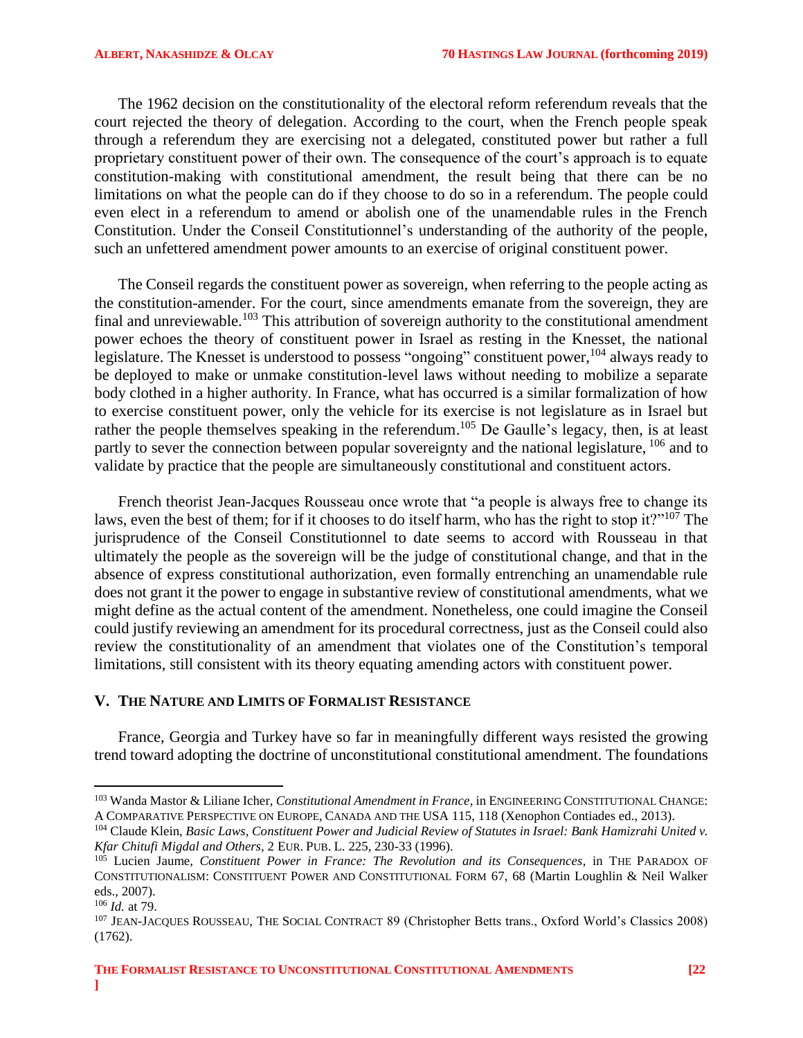The 1962 decision on the constitutionality of the electoral reform referendum reveals that the court rejected the theory of delegation. According to the court, when the French people speak through a referendum they are exercising not a delegated, constituted power but rather a full proprietary constituent power of their own. The consequence of the court's approach is to equate constitution-making with constitutional amendment, the result being that there can be no limitations on what the people can do if they choose to do so in a referendum. The people could even elect in a referendum to amend or abolish one of the unamendable rules in the French Constitution. Under the Conseil Constitutionnel's understanding of the authority of the people, such an unfettered amendment power amounts to an exercise of original constituent power.

The Conseil regards the constituent power as sovereign, when referring to the people acting as the constitution-amender. For the court, since amendments emanate from the sovereign, they are final and unreviewable.[103] This attribution of sovereign authority to the constitutional amendment power echoes the theory of constituent power in Israel as resting in the Knesset, the national legislature. The Knesset is understood to possess "ongoing" constituent power,[104] always ready to be deployed to make or unmake constitution-level laws without needing to mobilize a separate body clothed in a higher authority. In France, what has occurred is a similar formalization of how to exercise constituent power, only the vehicle for its exercise is not legislature as in Israel but rather the people themselves speaking in the referendum.[105] De Gaulle's legacy, then, is at least partly to sever the connection between popular sovereignty and the national legislature, [106] and to validate by practice that the people are simultaneously constitutional and constituent actors.

French theorist Jean-Jacques Rousseau once wrote that "a people is always free to change its laws, even the best of them; for if it chooses to do itself harm, who has the right to stop it?"[107] The jurisprudence of the Conseil Constitutionnel to date seems to accord with Rousseau in that ultimately the people as the sovereign will be the judge of constitutional change, and that in the absence of express constitutional authorization, even formally entrenching an unamendable rule does not grant it the power to engage in substantive review of constitutional amendments, what we might define as the actual content of the amendment. Nonetheless, one could imagine the Conseil could justify reviewing an amendment for its procedural correctness, just as the Conseil could also review the constitutionality of an amendment that violates one of the Constitution's temporal limitations, still consistent with its theory equating amending actors with constituent power.

## V. The Nature and Limits of Formalist Resistance

France, Georgia and Turkey have so far in meaningfully different ways resisted the growing trend toward adopting the doctrine of unconstitutional constitutional amendment. The foundations

---

[103] Wanda Mastor & Liliane Icher, *Constitutional Amendment in France*, in ENGINEERING CONSTITUTIONAL CHANGE: A COMPARATIVE PERSPECTIVE ON EUROPE, CANADA AND THE USA 115, 118 (Xenophon Contiades ed., 2013).

[104] Claude Klein, *Basic Laws, Constituent Power and Judicial Review of Statutes in Israel: Bank Hamizrahi United v. Kfar Chitufi Migdal and Others*, 2 EUR. PUB. L. 225, 230-33 (1996).

[105] Lucien Jaume, *Constituent Power in France: The Revolution and its Consequences*, in THE PARADOX OF CONSTITUTIONALISM: CONSTITUENT POWER AND CONSTITUTIONAL FORM 67, 68 (Martin Loughlin & Neil Walker eds., 2007).

[106] *Id.* at 79.

[107] JEAN-JACQUES ROUSSEAU, THE SOCIAL CONTRACT 89 (Christopher Betts trans., Oxford World's Classics 2008) (1762).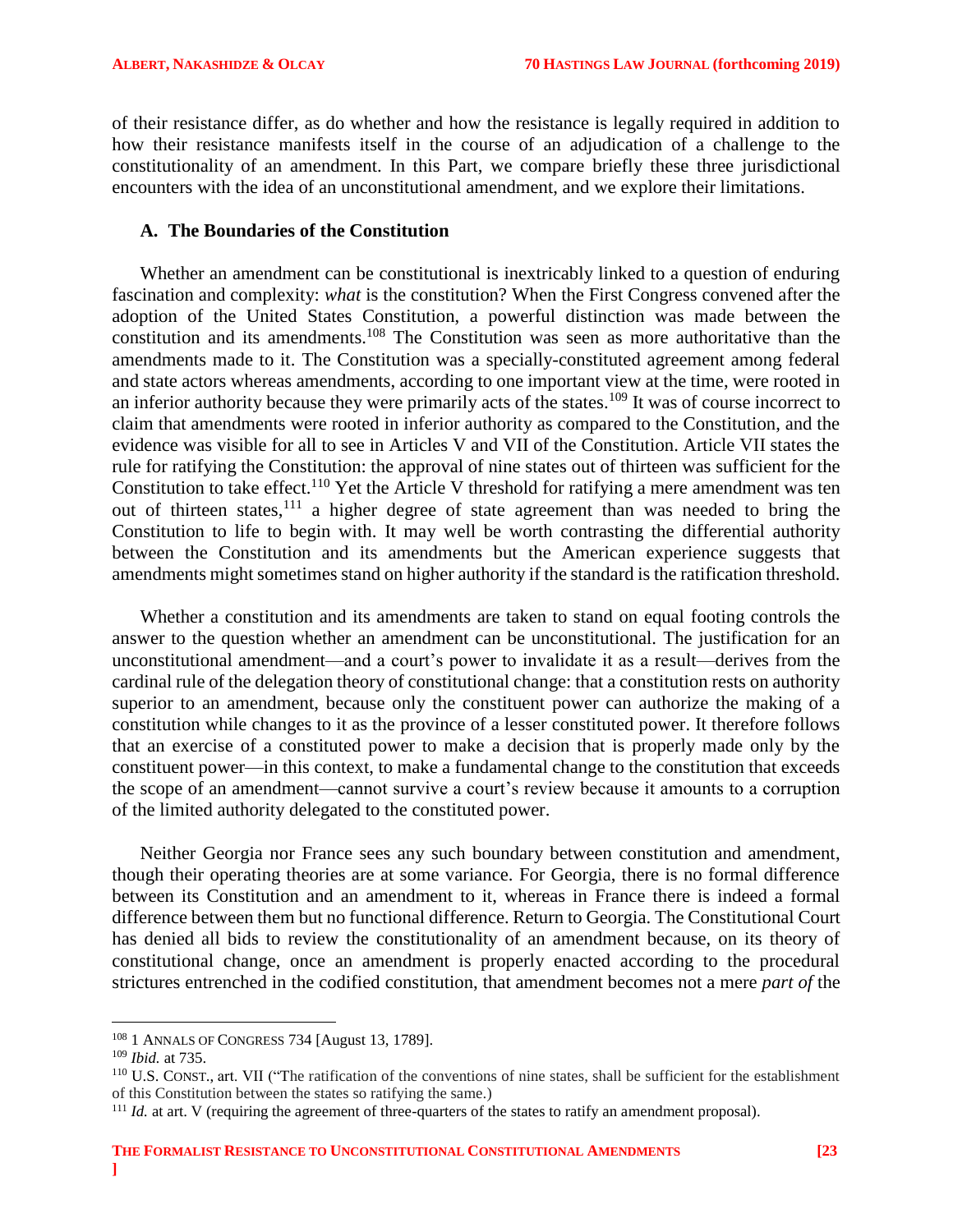of their resistance differ, as do whether and how the resistance is legally required in addition to how their resistance manifests itself in the course of an adjudication of a challenge to the constitutionality of an amendment. In this Part, we compare briefly these three jurisdictional encounters with the idea of an unconstitutional amendment, and we explore their limitations.

### A. The Boundaries of the Constitution

Whether an amendment can be constitutional is inextricably linked to a question of enduring fascination and complexity: *what* is the constitution? When the First Congress convened after the adoption of the United States Constitution, a powerful distinction was made between the constitution and its amendments.[108] The Constitution was seen as more authoritative than the amendments made to it. The Constitution was a specially-constituted agreement among federal and state actors whereas amendments, according to one important view at the time, were rooted in an inferior authority because they were primarily acts of the states.[109] It was of course incorrect to claim that amendments were rooted in inferior authority as compared to the Constitution, and the evidence was visible for all to see in Articles V and VII of the Constitution. Article VII states the rule for ratifying the Constitution: the approval of nine states out of thirteen was sufficient for the Constitution to take effect.[110] Yet the Article V threshold for ratifying a mere amendment was ten out of thirteen states,[111] a higher degree of state agreement than was needed to bring the Constitution to life to begin with. It may well be worth contrasting the differential authority between the Constitution and its amendments but the American experience suggests that amendments might sometimes stand on higher authority if the standard is the ratification threshold.

Whether a constitution and its amendments are taken to stand on equal footing controls the answer to the question whether an amendment can be unconstitutional. The justification for an unconstitutional amendment—and a court's power to invalidate it as a result—derives from the cardinal rule of the delegation theory of constitutional change: that a constitution rests on authority superior to an amendment, because only the constituent power can authorize the making of a constitution while changes to it as the province of a lesser constituted power. It therefore follows that an exercise of a constituted power to make a decision that is properly made only by the constituent power—in this context, to make a fundamental change to the constitution that exceeds the scope of an amendment—cannot survive a court's review because it amounts to a corruption of the limited authority delegated to the constituted power.

Neither Georgia nor France sees any such boundary between constitution and amendment, though their operating theories are at some variance. For Georgia, there is no formal difference between its Constitution and an amendment to it, whereas in France there is indeed a formal difference between them but no functional difference. Return to Georgia. The Constitutional Court has denied all bids to review the constitutionality of an amendment because, on its theory of constitutional change, once an amendment is properly enacted according to the procedural strictures entrenched in the codified constitution, that amendment becomes not a mere *part of* the

---

[108] 1 ANNALS OF CONGRESS 734 [August 13, 1789].

[109] *Ibid.* at 735.

[110] U.S. CONST., art. VII ("The ratification of the conventions of nine states, shall be sufficient for the establishment of this Constitution between the states so ratifying the same.)

[111] *Id.* at art. V (requiring the agreement of three-quarters of the states to ratify an amendment proposal).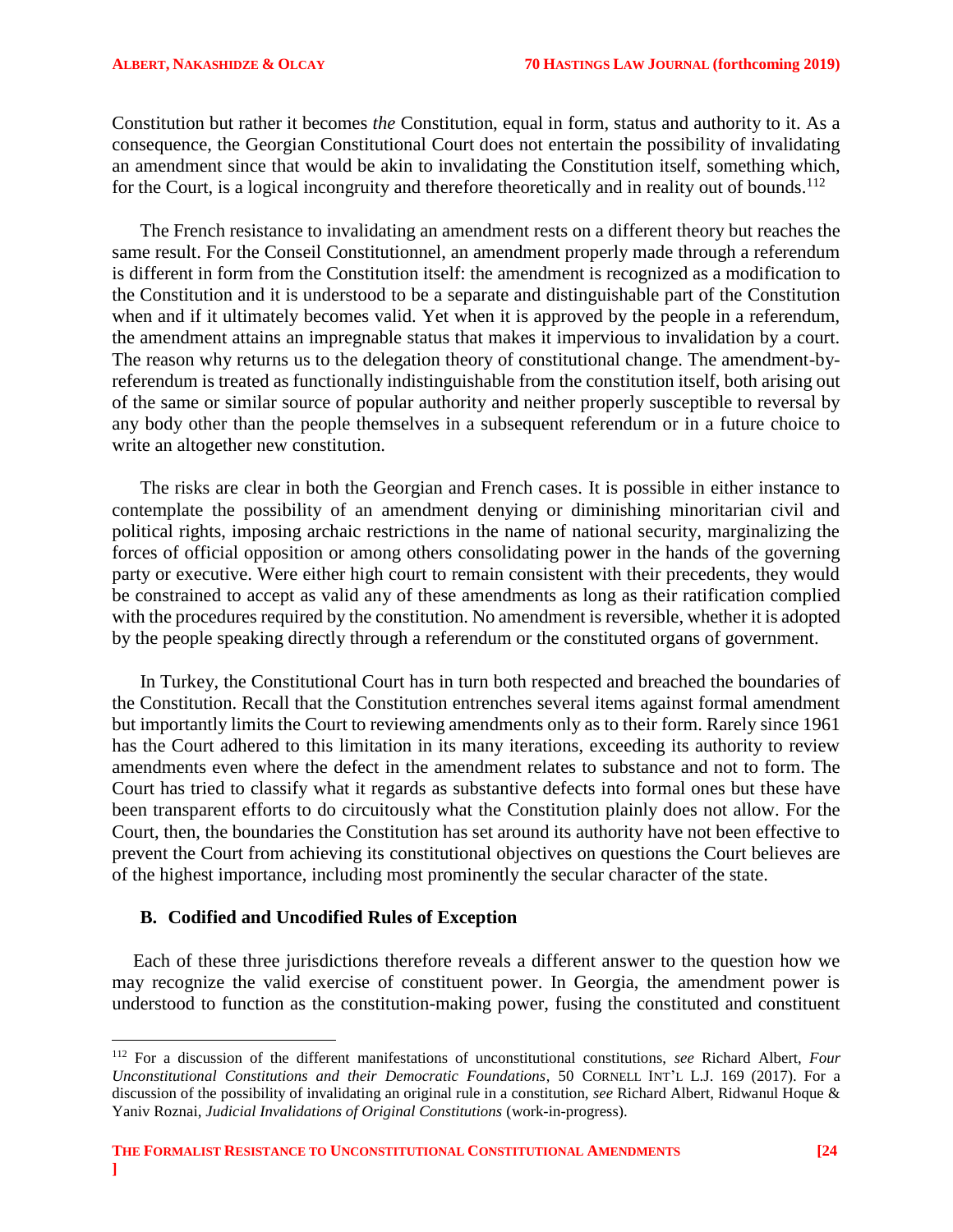Constitution but rather it becomes *the* Constitution, equal in form, status and authority to it. As a consequence, the Georgian Constitutional Court does not entertain the possibility of invalidating an amendment since that would be akin to invalidating the Constitution itself, something which, for the Court, is a logical incongruity and therefore theoretically and in reality out of bounds.[112]

The French resistance to invalidating an amendment rests on a different theory but reaches the same result. For the Conseil Constitutionnel, an amendment properly made through a referendum is different in form from the Constitution itself: the amendment is recognized as a modification to the Constitution and it is understood to be a separate and distinguishable part of the Constitution when and if it ultimately becomes valid. Yet when it is approved by the people in a referendum, the amendment attains an impregnable status that makes it impervious to invalidation by a court. The reason why returns us to the delegation theory of constitutional change. The amendment-by-referendum is treated as functionally indistinguishable from the constitution itself, both arising out of the same or similar source of popular authority and neither properly susceptible to reversal by any body other than the people themselves in a subsequent referendum or in a future choice to write an altogether new constitution.

The risks are clear in both the Georgian and French cases. It is possible in either instance to contemplate the possibility of an amendment denying or diminishing minoritarian civil and political rights, imposing archaic restrictions in the name of national security, marginalizing the forces of official opposition or among others consolidating power in the hands of the governing party or executive. Were either high court to remain consistent with their precedents, they would be constrained to accept as valid any of these amendments as long as their ratification complied with the procedures required by the constitution. No amendment is reversible, whether it is adopted by the people speaking directly through a referendum or the constituted organs of government.

In Turkey, the Constitutional Court has in turn both respected and breached the boundaries of the Constitution. Recall that the Constitution entrenches several items against formal amendment but importantly limits the Court to reviewing amendments only as to their form. Rarely since 1961 has the Court adhered to this limitation in its many iterations, exceeding its authority to review amendments even where the defect in the amendment relates to substance and not to form. The Court has tried to classify what it regards as substantive defects into formal ones but these have been transparent efforts to do circuitously what the Constitution plainly does not allow. For the Court, then, the boundaries the Constitution has set around its authority have not been effective to prevent the Court from achieving its constitutional objectives on questions the Court believes are of the highest importance, including most prominently the secular character of the state.

### B. Codified and Uncodified Rules of Exception

Each of these three jurisdictions therefore reveals a different answer to the question how we may recognize the valid exercise of constituent power. In Georgia, the amendment power is understood to function as the constitution-making power, fusing the constituted and constituent

---

[112] For a discussion of the different manifestations of unconstitutional constitutions, *see* Richard Albert, *Four Unconstitutional Constitutions and their Democratic Foundations*, 50 CORNELL INT'L L.J. 169 (2017). For a discussion of the possibility of invalidating an original rule in a constitution, *see* Richard Albert, Ridwanul Hoque & Yaniv Roznai, *Judicial Invalidations of Original Constitutions* (work-in-progress).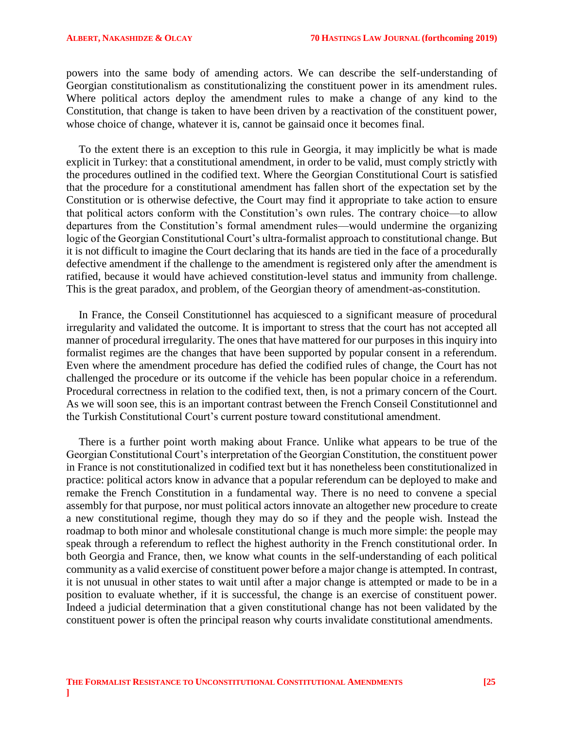powers into the same body of amending actors. We can describe the self-understanding of Georgian constitutionalism as constitutionalizing the constituent power in its amendment rules. Where political actors deploy the amendment rules to make a change of any kind to the Constitution, that change is taken to have been driven by a reactivation of the constituent power, whose choice of change, whatever it is, cannot be gainsaid once it becomes final.

To the extent there is an exception to this rule in Georgia, it may implicitly be what is made explicit in Turkey: that a constitutional amendment, in order to be valid, must comply strictly with the procedures outlined in the codified text. Where the Georgian Constitutional Court is satisfied that the procedure for a constitutional amendment has fallen short of the expectation set by the Constitution or is otherwise defective, the Court may find it appropriate to take action to ensure that political actors conform with the Constitution's own rules. The contrary choice—to allow departures from the Constitution's formal amendment rules—would undermine the organizing logic of the Georgian Constitutional Court's ultra-formalist approach to constitutional change. But it is not difficult to imagine the Court declaring that its hands are tied in the face of a procedurally defective amendment if the challenge to the amendment is registered only after the amendment is ratified, because it would have achieved constitution-level status and immunity from challenge. This is the great paradox, and problem, of the Georgian theory of amendment-as-constitution.

In France, the Conseil Constitutionnel has acquiesced to a significant measure of procedural irregularity and validated the outcome. It is important to stress that the court has not accepted all manner of procedural irregularity. The ones that have mattered for our purposes in this inquiry into formalist regimes are the changes that have been supported by popular consent in a referendum. Even where the amendment procedure has defied the codified rules of change, the Court has not challenged the procedure or its outcome if the vehicle has been popular choice in a referendum. Procedural correctness in relation to the codified text, then, is not a primary concern of the Court. As we will soon see, this is an important contrast between the French Conseil Constitutionnel and the Turkish Constitutional Court's current posture toward constitutional amendment.

There is a further point worth making about France. Unlike what appears to be true of the Georgian Constitutional Court's interpretation of the Georgian Constitution, the constituent power in France is not constitutionalized in codified text but it has nonetheless been constitutionalized in practice: political actors know in advance that a popular referendum can be deployed to make and remake the French Constitution in a fundamental way. There is no need to convene a special assembly for that purpose, nor must political actors innovate an altogether new procedure to create a new constitutional regime, though they may do so if they and the people wish. Instead the roadmap to both minor and wholesale constitutional change is much more simple: the people may speak through a referendum to reflect the highest authority in the French constitutional order. In both Georgia and France, then, we know what counts in the self-understanding of each political community as a valid exercise of constituent power before a major change is attempted. In contrast, it is not unusual in other states to wait until after a major change is attempted or made to be in a position to evaluate whether, if it is successful, the change is an exercise of constituent power. Indeed a judicial determination that a given constitutional change has not been validated by the constituent power is often the principal reason why courts invalidate constitutional amendments.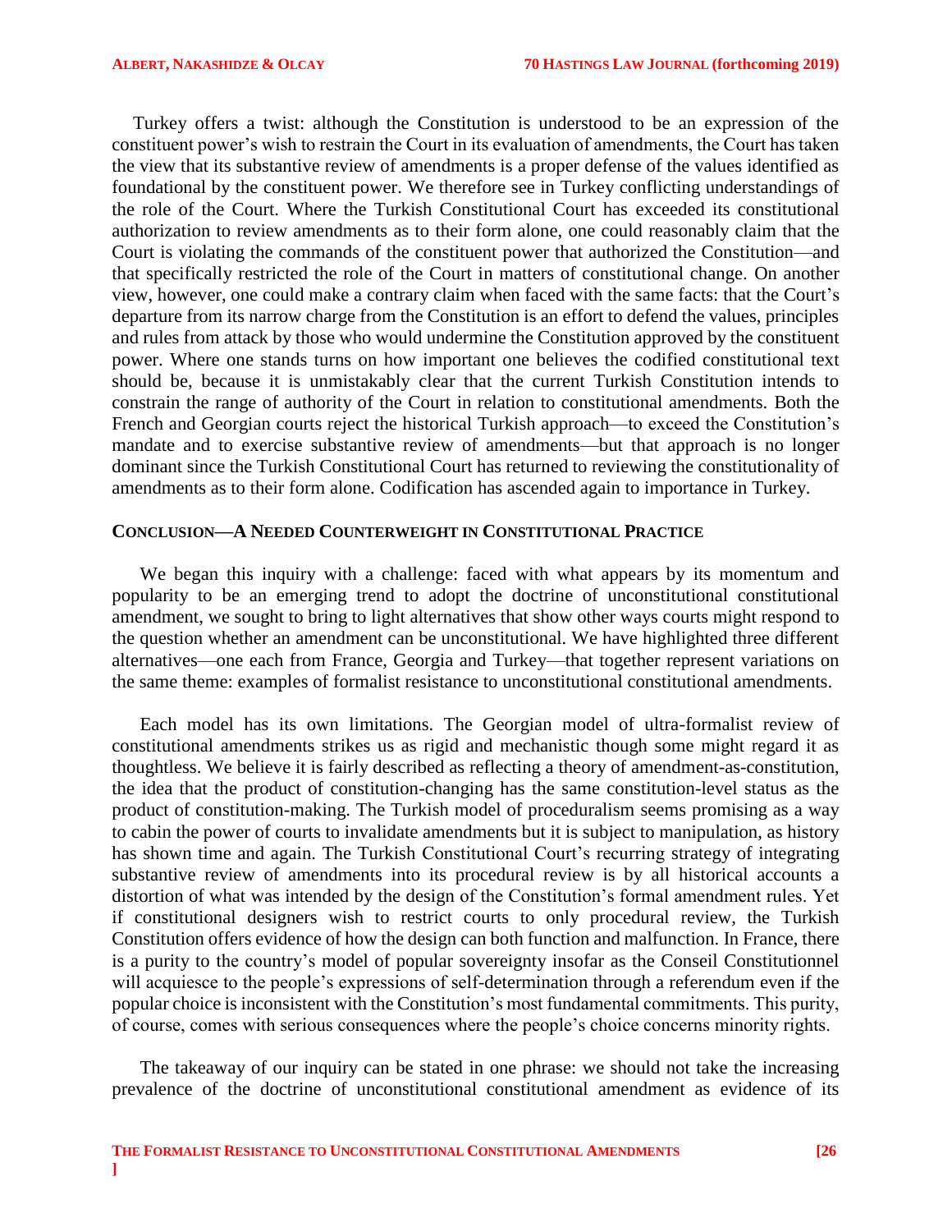Turkey offers a twist: although the Constitution is understood to be an expression of the constituent power's wish to restrain the Court in its evaluation of amendments, the Court has taken the view that its substantive review of amendments is a proper defense of the values identified as foundational by the constituent power. We therefore see in Turkey conflicting understandings of the role of the Court. Where the Turkish Constitutional Court has exceeded its constitutional authorization to review amendments as to their form alone, one could reasonably claim that the Court is violating the commands of the constituent power that authorized the Constitution—and that specifically restricted the role of the Court in matters of constitutional change. On another view, however, one could make a contrary claim when faced with the same facts: that the Court's departure from its narrow charge from the Constitution is an effort to defend the values, principles and rules from attack by those who would undermine the Constitution approved by the constituent power. Where one stands turns on how important one believes the codified constitutional text should be, because it is unmistakably clear that the current Turkish Constitution intends to constrain the range of authority of the Court in relation to constitutional amendments. Both the French and Georgian courts reject the historical Turkish approach—to exceed the Constitution's mandate and to exercise substantive review of amendments—but that approach is no longer dominant since the Turkish Constitutional Court has returned to reviewing the constitutionality of amendments as to their form alone. Codification has ascended again to importance in Turkey.

## CONCLUSION—A NEEDED COUNTERWEIGHT IN CONSTITUTIONAL PRACTICE

We began this inquiry with a challenge: faced with what appears by its momentum and popularity to be an emerging trend to adopt the doctrine of unconstitutional constitutional amendment, we sought to bring to light alternatives that show other ways courts might respond to the question whether an amendment can be unconstitutional. We have highlighted three different alternatives—one each from France, Georgia and Turkey—that together represent variations on the same theme: examples of formalist resistance to unconstitutional constitutional amendments.

Each model has its own limitations. The Georgian model of ultra-formalist review of constitutional amendments strikes us as rigid and mechanistic though some might regard it as thoughtless. We believe it is fairly described as reflecting a theory of amendment-as-constitution, the idea that the product of constitution-changing has the same constitution-level status as the product of constitution-making. The Turkish model of proceduralism seems promising as a way to cabin the power of courts to invalidate amendments but it is subject to manipulation, as history has shown time and again. The Turkish Constitutional Court's recurring strategy of integrating substantive review of amendments into its procedural review is by all historical accounts a distortion of what was intended by the design of the Constitution's formal amendment rules. Yet if constitutional designers wish to restrict courts to only procedural review, the Turkish Constitution offers evidence of how the design can both function and malfunction. In France, there is a purity to the country's model of popular sovereignty insofar as the Conseil Constitutionnel will acquiesce to the people's expressions of self-determination through a referendum even if the popular choice is inconsistent with the Constitution's most fundamental commitments. This purity, of course, comes with serious consequences where the people's choice concerns minority rights.

The takeaway of our inquiry can be stated in one phrase: we should not take the increasing prevalence of the doctrine of unconstitutional constitutional amendment as evidence of its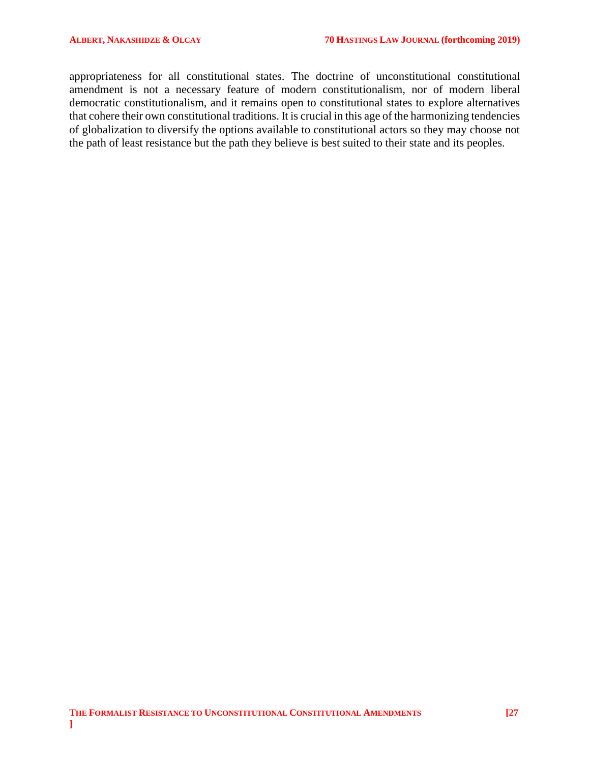appropriateness for all constitutional states. The doctrine of unconstitutional constitutional amendment is not a necessary feature of modern constitutionalism, nor of modern liberal democratic constitutionalism, and it remains open to constitutional states to explore alternatives that cohere their own constitutional traditions. It is crucial in this age of the harmonizing tendencies of globalization to diversify the options available to constitutional actors so they may choose not the path of least resistance but the path they believe is best suited to their state and its peoples.